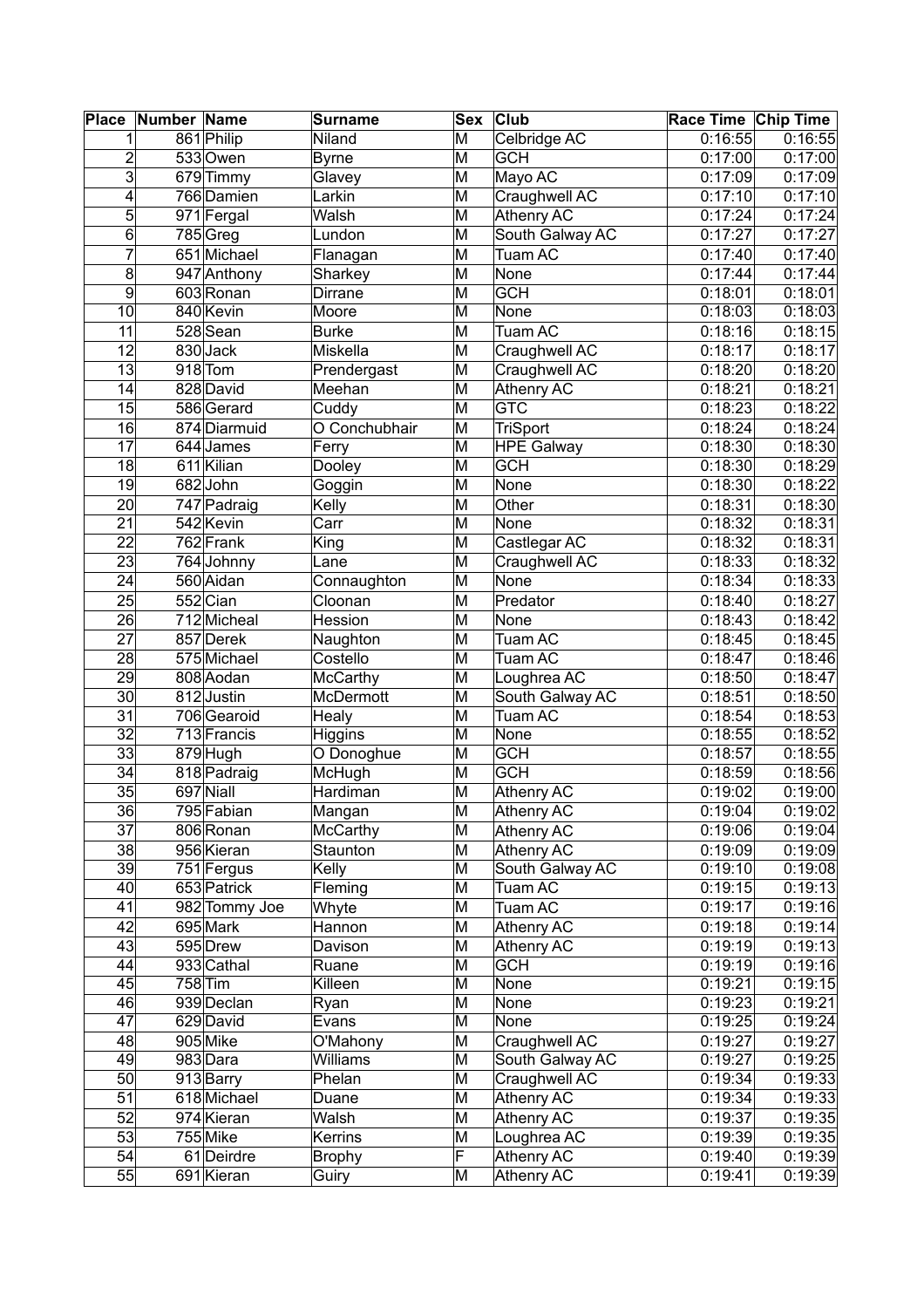| Place | Number | Name | Surname | Sex | Club | Race Time | Chip Time |
|---|---|---|---|---|---|---|---|
| 1 | 861 | Philip | Niland | M | Celbridge AC | 0:16:55 | 0:16:55 |
| 2 | 533 | Owen | Byrne | M | GCH | 0:17:00 | 0:17:00 |
| 3 | 679 | Timmy | Glavey | M | Mayo AC | 0:17:09 | 0:17:09 |
| 4 | 766 | Damien | Larkin | M | Craughwell AC | 0:17:10 | 0:17:10 |
| 5 | 971 | Fergal | Walsh | M | Athenry AC | 0:17:24 | 0:17:24 |
| 6 | 785 | Greg | Lundon | M | South Galway AC | 0:17:27 | 0:17:27 |
| 7 | 651 | Michael | Flanagan | M | Tuam AC | 0:17:40 | 0:17:40 |
| 8 | 947 | Anthony | Sharkey | M | None | 0:17:44 | 0:17:44 |
| 9 | 603 | Ronan | Dirrane | M | GCH | 0:18:01 | 0:18:01 |
| 10 | 840 | Kevin | Moore | M | None | 0:18:03 | 0:18:03 |
| 11 | 528 | Sean | Burke | M | Tuam AC | 0:18:16 | 0:18:15 |
| 12 | 830 | Jack | Miskella | M | Craughwell AC | 0:18:17 | 0:18:17 |
| 13 | 918 | Tom | Prendergast | M | Craughwell AC | 0:18:20 | 0:18:20 |
| 14 | 828 | David | Meehan | M | Athenry AC | 0:18:21 | 0:18:21 |
| 15 | 586 | Gerard | Cuddy | M | GTC | 0:18:23 | 0:18:22 |
| 16 | 874 | Diarmuid | O Conchubhair | M | TriSport | 0:18:24 | 0:18:24 |
| 17 | 644 | James | Ferry | M | HPE Galway | 0:18:30 | 0:18:30 |
| 18 | 611 | Kilian | Dooley | M | GCH | 0:18:30 | 0:18:29 |
| 19 | 682 | John | Goggin | M | None | 0:18:30 | 0:18:22 |
| 20 | 747 | Padraig | Kelly | M | Other | 0:18:31 | 0:18:30 |
| 21 | 542 | Kevin | Carr | M | None | 0:18:32 | 0:18:31 |
| 22 | 762 | Frank | King | M | Castlegar AC | 0:18:32 | 0:18:31 |
| 23 | 764 | Johnny | Lane | M | Craughwell AC | 0:18:33 | 0:18:32 |
| 24 | 560 | Aidan | Connaughton | M | None | 0:18:34 | 0:18:33 |
| 25 | 552 | Cian | Cloonan | M | Predator | 0:18:40 | 0:18:27 |
| 26 | 712 | Micheal | Hession | M | None | 0:18:43 | 0:18:42 |
| 27 | 857 | Derek | Naughton | M | Tuam AC | 0:18:45 | 0:18:45 |
| 28 | 575 | Michael | Costello | M | Tuam AC | 0:18:47 | 0:18:46 |
| 29 | 808 | Aodan | McCarthy | M | Loughrea AC | 0:18:50 | 0:18:47 |
| 30 | 812 | Justin | McDermott | M | South Galway AC | 0:18:51 | 0:18:50 |
| 31 | 706 | Gearoid | Healy | M | Tuam AC | 0:18:54 | 0:18:53 |
| 32 | 713 | Francis | Higgins | M | None | 0:18:55 | 0:18:52 |
| 33 | 879 | Hugh | O Donoghue | M | GCH | 0:18:57 | 0:18:55 |
| 34 | 818 | Padraig | McHugh | M | GCH | 0:18:59 | 0:18:56 |
| 35 | 697 | Niall | Hardiman | M | Athenry AC | 0:19:02 | 0:19:00 |
| 36 | 795 | Fabian | Mangan | M | Athenry AC | 0:19:04 | 0:19:02 |
| 37 | 806 | Ronan | McCarthy | M | Athenry AC | 0:19:06 | 0:19:04 |
| 38 | 956 | Kieran | Staunton | M | Athenry AC | 0:19:09 | 0:19:09 |
| 39 | 751 | Fergus | Kelly | M | South Galway AC | 0:19:10 | 0:19:08 |
| 40 | 653 | Patrick | Fleming | M | Tuam AC | 0:19:15 | 0:19:13 |
| 41 | 982 | Tommy Joe | Whyte | M | Tuam AC | 0:19:17 | 0:19:16 |
| 42 | 695 | Mark | Hannon | M | Athenry AC | 0:19:18 | 0:19:14 |
| 43 | 595 | Drew | Davison | M | Athenry AC | 0:19:19 | 0:19:13 |
| 44 | 933 | Cathal | Ruane | M | GCH | 0:19:19 | 0:19:16 |
| 45 | 758 | Tim | Killeen | M | None | 0:19:21 | 0:19:15 |
| 46 | 939 | Declan | Ryan | M | None | 0:19:23 | 0:19:21 |
| 47 | 629 | David | Evans | M | None | 0:19:25 | 0:19:24 |
| 48 | 905 | Mike | O'Mahony | M | Craughwell AC | 0:19:27 | 0:19:27 |
| 49 | 983 | Dara | Williams | M | South Galway AC | 0:19:27 | 0:19:25 |
| 50 | 913 | Barry | Phelan | M | Craughwell AC | 0:19:34 | 0:19:33 |
| 51 | 618 | Michael | Duane | M | Athenry AC | 0:19:34 | 0:19:33 |
| 52 | 974 | Kieran | Walsh | M | Athenry AC | 0:19:37 | 0:19:35 |
| 53 | 755 | Mike | Kerrins | M | Loughrea AC | 0:19:39 | 0:19:35 |
| 54 | 61 | Deirdre | Brophy | F | Athenry AC | 0:19:40 | 0:19:39 |
| 55 | 691 | Kieran | Guiry | M | Athenry AC | 0:19:41 | 0:19:39 |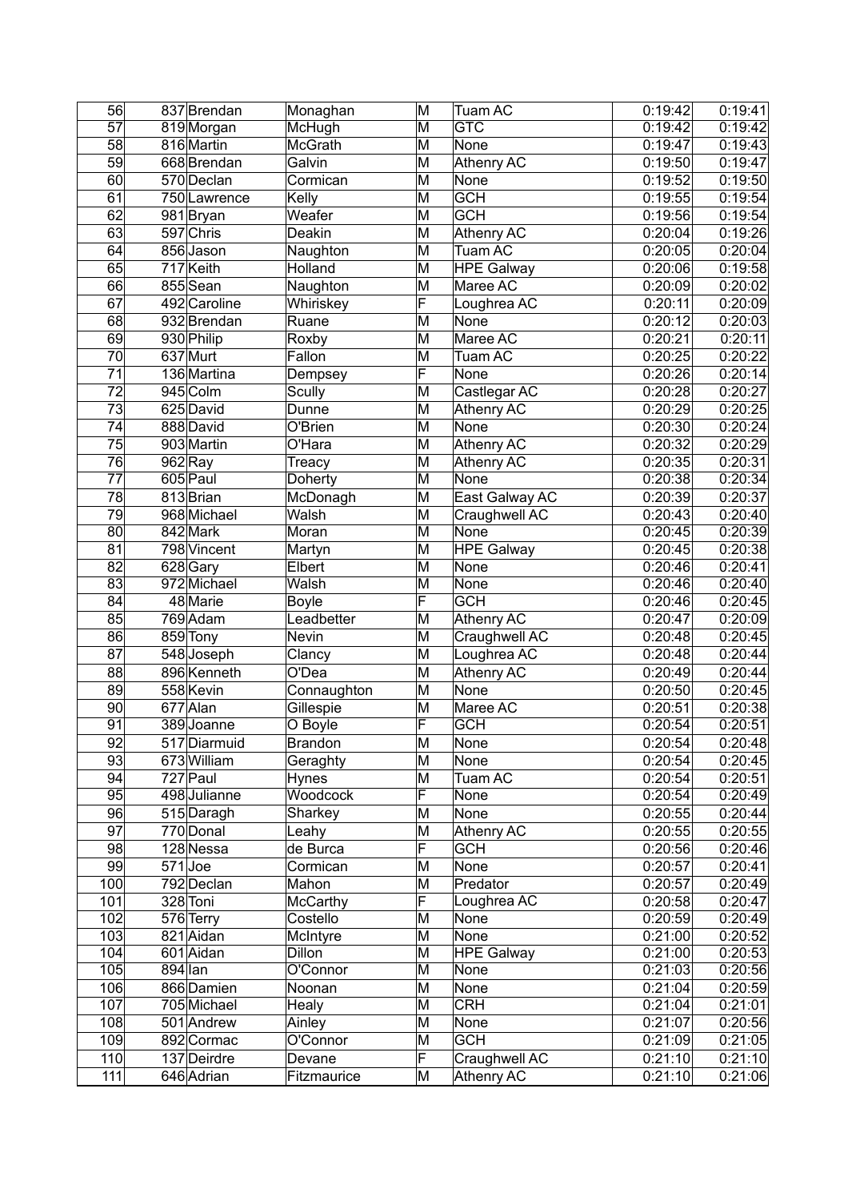| 56 | 837 | Brendan | Monaghan | M | Tuam AC | 0:19:42 | 0:19:41 |
|---|---|---|---|---|---|---|---|
| 57 | 819 | Morgan | McHugh | M | GTC | 0:19:42 | 0:19:42 |
| 58 | 816 | Martin | McGrath | M | None | 0:19:47 | 0:19:43 |
| 59 | 668 | Brendan | Galvin | M | Athenry AC | 0:19:50 | 0:19:47 |
| 60 | 570 | Declan | Cormican | M | None | 0:19:52 | 0:19:50 |
| 61 | 750 | Lawrence | Kelly | M | GCH | 0:19:55 | 0:19:54 |
| 62 | 981 | Bryan | Weafer | M | GCH | 0:19:56 | 0:19:54 |
| 63 | 597 | Chris | Deakin | M | Athenry AC | 0:20:04 | 0:19:26 |
| 64 | 856 | Jason | Naughton | M | Tuam AC | 0:20:05 | 0:20:04 |
| 65 | 717 | Keith | Holland | M | HPE Galway | 0:20:06 | 0:19:58 |
| 66 | 855 | Sean | Naughton | M | Maree AC | 0:20:09 | 0:20:02 |
| 67 | 492 | Caroline | Whiriskey | F | Loughrea AC | 0:20:11 | 0:20:09 |
| 68 | 932 | Brendan | Ruane | M | None | 0:20:12 | 0:20:03 |
| 69 | 930 | Philip | Roxby | M | Maree AC | 0:20:21 | 0:20:11 |
| 70 | 637 | Murt | Fallon | M | Tuam AC | 0:20:25 | 0:20:22 |
| 71 | 136 | Martina | Dempsey | F | None | 0:20:26 | 0:20:14 |
| 72 | 945 | Colm | Scully | M | Castlegar AC | 0:20:28 | 0:20:27 |
| 73 | 625 | David | Dunne | M | Athenry AC | 0:20:29 | 0:20:25 |
| 74 | 888 | David | O'Brien | M | None | 0:20:30 | 0:20:24 |
| 75 | 903 | Martin | O'Hara | M | Athenry AC | 0:20:32 | 0:20:29 |
| 76 | 962 | Ray | Treacy | M | Athenry AC | 0:20:35 | 0:20:31 |
| 77 | 605 | Paul | Doherty | M | None | 0:20:38 | 0:20:34 |
| 78 | 813 | Brian | McDonagh | M | East Galway AC | 0:20:39 | 0:20:37 |
| 79 | 968 | Michael | Walsh | M | Craughwell AC | 0:20:43 | 0:20:40 |
| 80 | 842 | Mark | Moran | M | None | 0:20:45 | 0:20:39 |
| 81 | 798 | Vincent | Martyn | M | HPE Galway | 0:20:45 | 0:20:38 |
| 82 | 628 | Gary | Elbert | M | None | 0:20:46 | 0:20:41 |
| 83 | 972 | Michael | Walsh | M | None | 0:20:46 | 0:20:40 |
| 84 | 48 | Marie | Boyle | F | GCH | 0:20:46 | 0:20:45 |
| 85 | 769 | Adam | Leadbetter | M | Athenry AC | 0:20:47 | 0:20:09 |
| 86 | 859 | Tony | Nevin | M | Craughwell AC | 0:20:48 | 0:20:45 |
| 87 | 548 | Joseph | Clancy | M | Loughrea AC | 0:20:48 | 0:20:44 |
| 88 | 896 | Kenneth | O'Dea | M | Athenry AC | 0:20:49 | 0:20:44 |
| 89 | 558 | Kevin | Connaughton | M | None | 0:20:50 | 0:20:45 |
| 90 | 677 | Alan | Gillespie | M | Maree AC | 0:20:51 | 0:20:38 |
| 91 | 389 | Joanne | O Boyle | F | GCH | 0:20:54 | 0:20:51 |
| 92 | 517 | Diarmuid | Brandon | M | None | 0:20:54 | 0:20:48 |
| 93 | 673 | William | Geraghty | M | None | 0:20:54 | 0:20:45 |
| 94 | 727 | Paul | Hynes | M | Tuam AC | 0:20:54 | 0:20:51 |
| 95 | 498 | Julianne | Woodcock | F | None | 0:20:54 | 0:20:49 |
| 96 | 515 | Daragh | Sharkey | M | None | 0:20:55 | 0:20:44 |
| 97 | 770 | Donal | Leahy | M | Athenry AC | 0:20:55 | 0:20:55 |
| 98 | 128 | Nessa | de Burca | F | GCH | 0:20:56 | 0:20:46 |
| 99 | 571 | Joe | Cormican | M | None | 0:20:57 | 0:20:41 |
| 100 | 792 | Declan | Mahon | M | Predator | 0:20:57 | 0:20:49 |
| 101 | 328 | Toni | McCarthy | F | Loughrea AC | 0:20:58 | 0:20:47 |
| 102 | 576 | Terry | Costello | M | None | 0:20:59 | 0:20:49 |
| 103 | 821 | Aidan | McIntyre | M | None | 0:21:00 | 0:20:52 |
| 104 | 601 | Aidan | Dillon | M | HPE Galway | 0:21:00 | 0:20:53 |
| 105 | 894 | Ian | O'Connor | M | None | 0:21:03 | 0:20:56 |
| 106 | 866 | Damien | Noonan | M | None | 0:21:04 | 0:20:59 |
| 107 | 705 | Michael | Healy | M | CRH | 0:21:04 | 0:21:01 |
| 108 | 501 | Andrew | Ainley | M | None | 0:21:07 | 0:20:56 |
| 109 | 892 | Cormac | O'Connor | M | GCH | 0:21:09 | 0:21:05 |
| 110 | 137 | Deirdre | Devane | F | Craughwell AC | 0:21:10 | 0:21:10 |
| 111 | 646 | Adrian | Fitzmaurice | M | Athenry AC | 0:21:10 | 0:21:06 |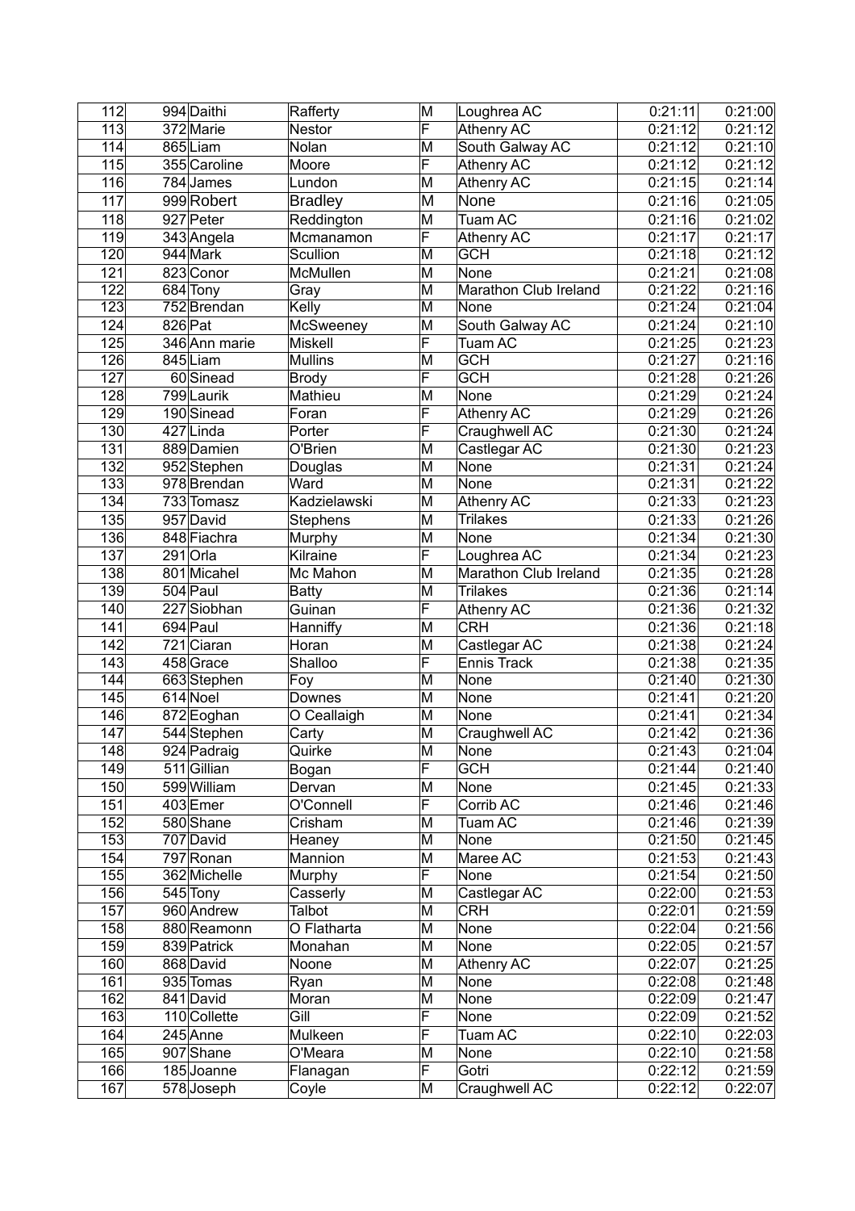| 112 | 994 | Daithi | Rafferty | M | Loughrea AC | 0:21:11 | 0:21:00 |
|---|---|---|---|---|---|---|---|
| 113 | 372 | Marie | Nestor | F | Athenry AC | 0:21:12 | 0:21:12 |
| 114 | 865 | Liam | Nolan | M | South Galway AC | 0:21:12 | 0:21:10 |
| 115 | 355 | Caroline | Moore | F | Athenry AC | 0:21:12 | 0:21:12 |
| 116 | 784 | James | Lundon | M | Athenry AC | 0:21:15 | 0:21:14 |
| 117 | 999 | Robert | Bradley | M | None | 0:21:16 | 0:21:05 |
| 118 | 927 | Peter | Reddington | M | Tuam AC | 0:21:16 | 0:21:02 |
| 119 | 343 | Angela | Mcmanamon | F | Athenry AC | 0:21:17 | 0:21:17 |
| 120 | 944 | Mark | Scullion | M | GCH | 0:21:18 | 0:21:12 |
| 121 | 823 | Conor | McMullen | M | None | 0:21:21 | 0:21:08 |
| 122 | 684 | Tony | Gray | M | Marathon Club Ireland | 0:21:22 | 0:21:16 |
| 123 | 752 | Brendan | Kelly | M | None | 0:21:24 | 0:21:04 |
| 124 | 826 | Pat | McSweeney | M | South Galway AC | 0:21:24 | 0:21:10 |
| 125 | 346 | Ann marie | Miskell | F | Tuam AC | 0:21:25 | 0:21:23 |
| 126 | 845 | Liam | Mullins | M | GCH | 0:21:27 | 0:21:16 |
| 127 | 60 | Sinead | Brody | F | GCH | 0:21:28 | 0:21:26 |
| 128 | 799 | Laurik | Mathieu | M | None | 0:21:29 | 0:21:24 |
| 129 | 190 | Sinead | Foran | F | Athenry AC | 0:21:29 | 0:21:26 |
| 130 | 427 | Linda | Porter | F | Craughwell AC | 0:21:30 | 0:21:24 |
| 131 | 889 | Damien | O'Brien | M | Castlegar AC | 0:21:30 | 0:21:23 |
| 132 | 952 | Stephen | Douglas | M | None | 0:21:31 | 0:21:24 |
| 133 | 978 | Brendan | Ward | M | None | 0:21:31 | 0:21:22 |
| 134 | 733 | Tomasz | Kadzielawski | M | Athenry AC | 0:21:33 | 0:21:23 |
| 135 | 957 | David | Stephens | M | Trilakes | 0:21:33 | 0:21:26 |
| 136 | 848 | Fiachra | Murphy | M | None | 0:21:34 | 0:21:30 |
| 137 | 291 | Orla | Kilraine | F | Loughrea AC | 0:21:34 | 0:21:23 |
| 138 | 801 | Micahel | Mc Mahon | M | Marathon Club Ireland | 0:21:35 | 0:21:28 |
| 139 | 504 | Paul | Batty | M | Trilakes | 0:21:36 | 0:21:14 |
| 140 | 227 | Siobhan | Guinan | F | Athenry AC | 0:21:36 | 0:21:32 |
| 141 | 694 | Paul | Hanniffy | M | CRH | 0:21:36 | 0:21:18 |
| 142 | 721 | Ciaran | Horan | M | Castlegar AC | 0:21:38 | 0:21:24 |
| 143 | 458 | Grace | Shalloo | F | Ennis Track | 0:21:38 | 0:21:35 |
| 144 | 663 | Stephen | Foy | M | None | 0:21:40 | 0:21:30 |
| 145 | 614 | Noel | Downes | M | None | 0:21:41 | 0:21:20 |
| 146 | 872 | Eoghan | O Ceallaigh | M | None | 0:21:41 | 0:21:34 |
| 147 | 544 | Stephen | Carty | M | Craughwell AC | 0:21:42 | 0:21:36 |
| 148 | 924 | Padraig | Quirke | M | None | 0:21:43 | 0:21:04 |
| 149 | 511 | Gillian | Bogan | F | GCH | 0:21:44 | 0:21:40 |
| 150 | 599 | William | Dervan | M | None | 0:21:45 | 0:21:33 |
| 151 | 403 | Emer | O'Connell | F | Corrib AC | 0:21:46 | 0:21:46 |
| 152 | 580 | Shane | Crisham | M | Tuam AC | 0:21:46 | 0:21:39 |
| 153 | 707 | David | Heaney | M | None | 0:21:50 | 0:21:45 |
| 154 | 797 | Ronan | Mannion | M | Maree AC | 0:21:53 | 0:21:43 |
| 155 | 362 | Michelle | Murphy | F | None | 0:21:54 | 0:21:50 |
| 156 | 545 | Tony | Casserly | M | Castlegar AC | 0:22:00 | 0:21:53 |
| 157 | 960 | Andrew | Talbot | M | CRH | 0:22:01 | 0:21:59 |
| 158 | 880 | Reamonn | O Flatharta | M | None | 0:22:04 | 0:21:56 |
| 159 | 839 | Patrick | Monahan | M | None | 0:22:05 | 0:21:57 |
| 160 | 868 | David | Noone | M | Athenry AC | 0:22:07 | 0:21:25 |
| 161 | 935 | Tomas | Ryan | M | None | 0:22:08 | 0:21:48 |
| 162 | 841 | David | Moran | M | None | 0:22:09 | 0:21:47 |
| 163 | 110 | Collette | Gill | F | None | 0:22:09 | 0:21:52 |
| 164 | 245 | Anne | Mulkeen | F | Tuam AC | 0:22:10 | 0:22:03 |
| 165 | 907 | Shane | O'Meara | M | None | 0:22:10 | 0:21:58 |
| 166 | 185 | Joanne | Flanagan | F | Gotri | 0:22:12 | 0:21:59 |
| 167 | 578 | Joseph | Coyle | M | Craughwell AC | 0:22:12 | 0:22:07 |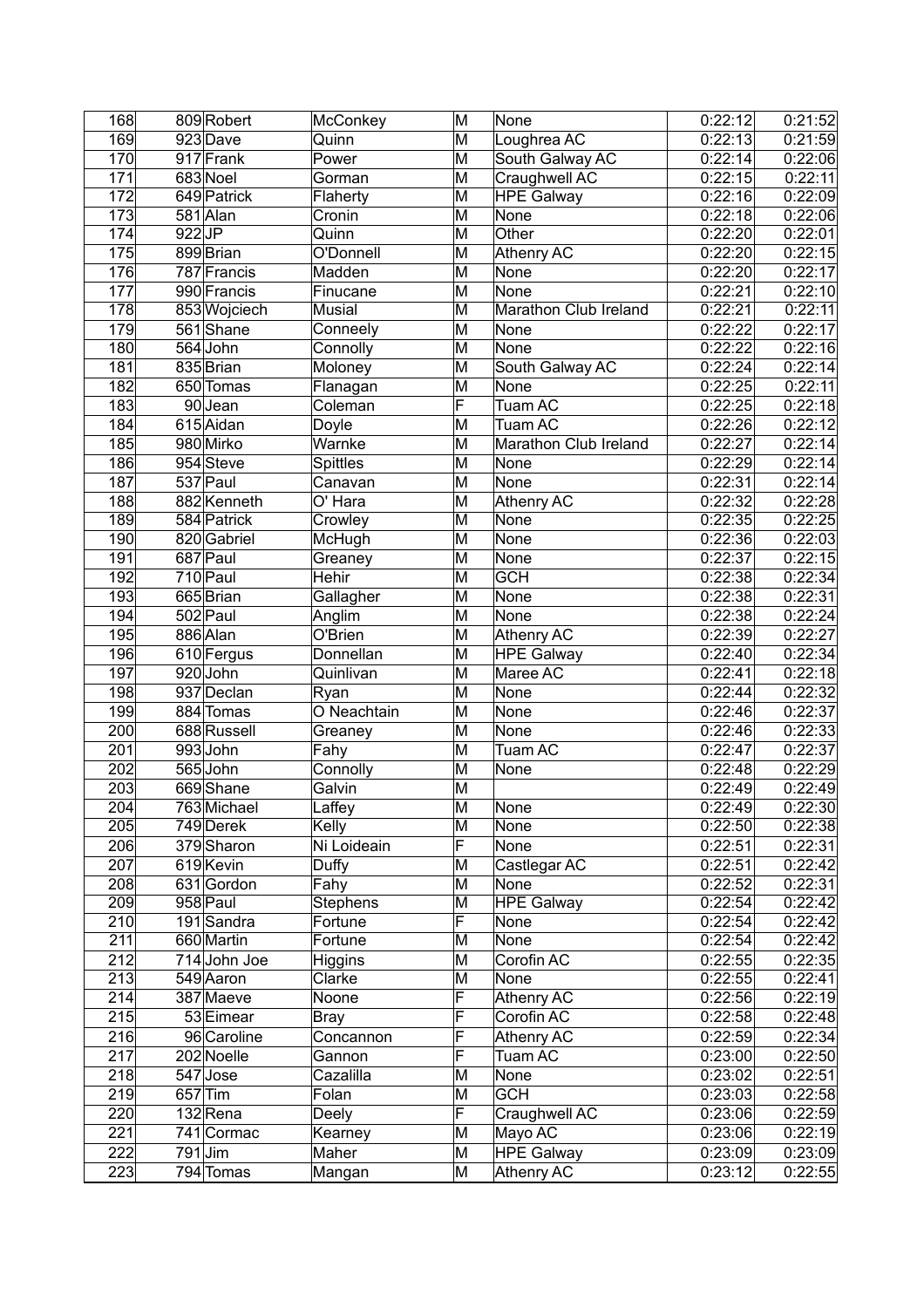| 168 | 809 | Robert | McConkey | M | None | 0:22:12 | 0:21:52 |
|---|---|---|---|---|---|---|---|
| 169 | 923 | Dave | Quinn | M | Loughrea AC | 0:22:13 | 0:21:59 |
| 170 | 917 | Frank | Power | M | South Galway AC | 0:22:14 | 0:22:06 |
| 171 | 683 | Noel | Gorman | M | Craughwell AC | 0:22:15 | 0:22:11 |
| 172 | 649 | Patrick | Flaherty | M | HPE Galway | 0:22:16 | 0:22:09 |
| 173 | 581 | Alan | Cronin | M | None | 0:22:18 | 0:22:06 |
| 174 | 922 | JP | Quinn | M | Other | 0:22:20 | 0:22:01 |
| 175 | 899 | Brian | O'Donnell | M | Athenry AC | 0:22:20 | 0:22:15 |
| 176 | 787 | Francis | Madden | M | None | 0:22:20 | 0:22:17 |
| 177 | 990 | Francis | Finucane | M | None | 0:22:21 | 0:22:10 |
| 178 | 853 | Wojciech | Musial | M | Marathon Club Ireland | 0:22:21 | 0:22:11 |
| 179 | 561 | Shane | Conneely | M | None | 0:22:22 | 0:22:17 |
| 180 | 564 | John | Connolly | M | None | 0:22:22 | 0:22:16 |
| 181 | 835 | Brian | Moloney | M | South Galway AC | 0:22:24 | 0:22:14 |
| 182 | 650 | Tomas | Flanagan | M | None | 0:22:25 | 0:22:11 |
| 183 | 90 | Jean | Coleman | F | Tuam AC | 0:22:25 | 0:22:18 |
| 184 | 615 | Aidan | Doyle | M | Tuam AC | 0:22:26 | 0:22:12 |
| 185 | 980 | Mirko | Warnke | M | Marathon Club Ireland | 0:22:27 | 0:22:14 |
| 186 | 954 | Steve | Spittles | M | None | 0:22:29 | 0:22:14 |
| 187 | 537 | Paul | Canavan | M | None | 0:22:31 | 0:22:14 |
| 188 | 882 | Kenneth | O' Hara | M | Athenry AC | 0:22:32 | 0:22:28 |
| 189 | 584 | Patrick | Crowley | M | None | 0:22:35 | 0:22:25 |
| 190 | 820 | Gabriel | McHugh | M | None | 0:22:36 | 0:22:03 |
| 191 | 687 | Paul | Greaney | M | None | 0:22:37 | 0:22:15 |
| 192 | 710 | Paul | Hehir | M | GCH | 0:22:38 | 0:22:34 |
| 193 | 665 | Brian | Gallagher | M | None | 0:22:38 | 0:22:31 |
| 194 | 502 | Paul | Anglim | M | None | 0:22:38 | 0:22:24 |
| 195 | 886 | Alan | O'Brien | M | Athenry AC | 0:22:39 | 0:22:27 |
| 196 | 610 | Fergus | Donnellan | M | HPE Galway | 0:22:40 | 0:22:34 |
| 197 | 920 | John | Quinlivan | M | Maree AC | 0:22:41 | 0:22:18 |
| 198 | 937 | Declan | Ryan | M | None | 0:22:44 | 0:22:32 |
| 199 | 884 | Tomas | O Neachtain | M | None | 0:22:46 | 0:22:37 |
| 200 | 688 | Russell | Greaney | M | None | 0:22:46 | 0:22:33 |
| 201 | 993 | John | Fahy | M | Tuam AC | 0:22:47 | 0:22:37 |
| 202 | 565 | John | Connolly | M | None | 0:22:48 | 0:22:29 |
| 203 | 669 | Shane | Galvin | M | | 0:22:49 | 0:22:49 |
| 204 | 763 | Michael | Laffey | M | None | 0:22:49 | 0:22:30 |
| 205 | 749 | Derek | Kelly | M | None | 0:22:50 | 0:22:38 |
| 206 | 379 | Sharon | Ni Loideain | F | None | 0:22:51 | 0:22:31 |
| 207 | 619 | Kevin | Duffy | M | Castlegar AC | 0:22:51 | 0:22:42 |
| 208 | 631 | Gordon | Fahy | M | None | 0:22:52 | 0:22:31 |
| 209 | 958 | Paul | Stephens | M | HPE Galway | 0:22:54 | 0:22:42 |
| 210 | 191 | Sandra | Fortune | F | None | 0:22:54 | 0:22:42 |
| 211 | 660 | Martin | Fortune | M | None | 0:22:54 | 0:22:42 |
| 212 | 714 | John Joe | Higgins | M | Corofin AC | 0:22:55 | 0:22:35 |
| 213 | 549 | Aaron | Clarke | M | None | 0:22:55 | 0:22:41 |
| 214 | 387 | Maeve | Noone | F | Athenry AC | 0:22:56 | 0:22:19 |
| 215 | 53 | Eimear | Bray | F | Corofin AC | 0:22:58 | 0:22:48 |
| 216 | 96 | Caroline | Concannon | F | Athenry AC | 0:22:59 | 0:22:34 |
| 217 | 202 | Noelle | Gannon | F | Tuam AC | 0:23:00 | 0:22:50 |
| 218 | 547 | Jose | Cazalilla | M | None | 0:23:02 | 0:22:51 |
| 219 | 657 | Tim | Folan | M | GCH | 0:23:03 | 0:22:58 |
| 220 | 132 | Rena | Deely | F | Craughwell AC | 0:23:06 | 0:22:59 |
| 221 | 741 | Cormac | Kearney | M | Mayo AC | 0:23:06 | 0:22:19 |
| 222 | 791 | Jim | Maher | M | HPE Galway | 0:23:09 | 0:23:09 |
| 223 | 794 | Tomas | Mangan | M | Athenry AC | 0:23:12 | 0:22:55 |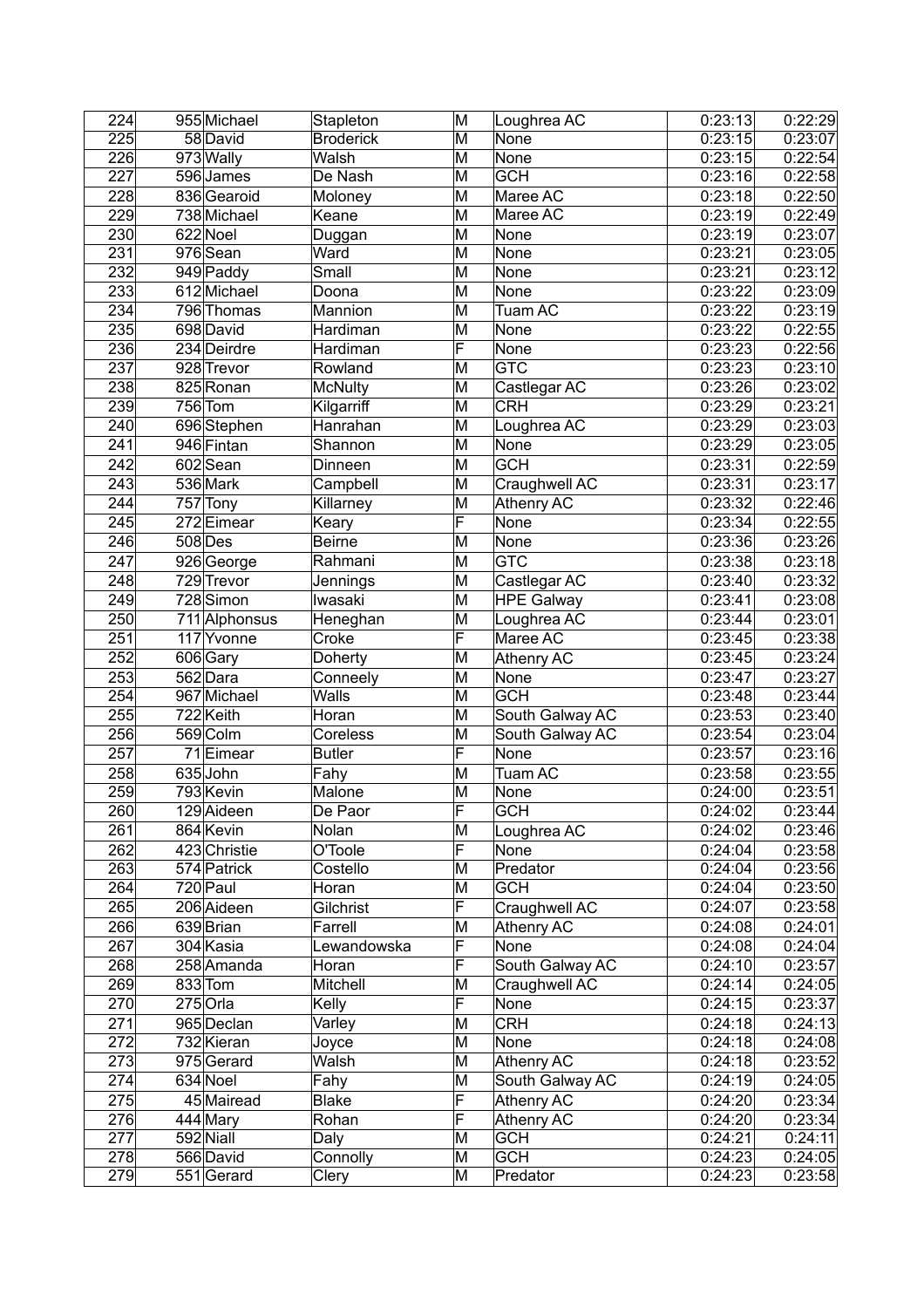| 224 | 955 | Michael | Stapleton | M | Loughrea AC | 0:23:13 | 0:22:29 |
|---|---|---|---|---|---|---|---|
| 225 | 58 | David | Broderick | M | None | 0:23:15 | 0:23:07 |
| 226 | 973 | Wally | Walsh | M | None | 0:23:15 | 0:22:54 |
| 227 | 596 | James | De Nash | M | GCH | 0:23:16 | 0:22:58 |
| 228 | 836 | Gearoid | Moloney | M | Maree AC | 0:23:18 | 0:22:50 |
| 229 | 738 | Michael | Keane | M | Maree AC | 0:23:19 | 0:22:49 |
| 230 | 622 | Noel | Duggan | M | None | 0:23:19 | 0:23:07 |
| 231 | 976 | Sean | Ward | M | None | 0:23:21 | 0:23:05 |
| 232 | 949 | Paddy | Small | M | None | 0:23:21 | 0:23:12 |
| 233 | 612 | Michael | Doona | M | None | 0:23:22 | 0:23:09 |
| 234 | 796 | Thomas | Mannion | M | Tuam AC | 0:23:22 | 0:23:19 |
| 235 | 698 | David | Hardiman | M | None | 0:23:22 | 0:22:55 |
| 236 | 234 | Deirdre | Hardiman | F | None | 0:23:23 | 0:22:56 |
| 237 | 928 | Trevor | Rowland | M | GTC | 0:23:23 | 0:23:10 |
| 238 | 825 | Ronan | McNulty | M | Castlegar AC | 0:23:26 | 0:23:02 |
| 239 | 756 | Tom | Kilgarriff | M | CRH | 0:23:29 | 0:23:21 |
| 240 | 696 | Stephen | Hanrahan | M | Loughrea AC | 0:23:29 | 0:23:03 |
| 241 | 946 | Fintan | Shannon | M | None | 0:23:29 | 0:23:05 |
| 242 | 602 | Sean | Dinneen | M | GCH | 0:23:31 | 0:22:59 |
| 243 | 536 | Mark | Campbell | M | Craughwell AC | 0:23:31 | 0:23:17 |
| 244 | 757 | Tony | Killarney | M | Athenry AC | 0:23:32 | 0:22:46 |
| 245 | 272 | Eimear | Keary | F | None | 0:23:34 | 0:22:55 |
| 246 | 508 | Des | Beirne | M | None | 0:23:36 | 0:23:26 |
| 247 | 926 | George | Rahmani | M | GTC | 0:23:38 | 0:23:18 |
| 248 | 729 | Trevor | Jennings | M | Castlegar AC | 0:23:40 | 0:23:32 |
| 249 | 728 | Simon | Iwasaki | M | HPE Galway | 0:23:41 | 0:23:08 |
| 250 | 711 | Alphonsus | Heneghan | M | Loughrea AC | 0:23:44 | 0:23:01 |
| 251 | 117 | Yvonne | Croke | F | Maree AC | 0:23:45 | 0:23:38 |
| 252 | 606 | Gary | Doherty | M | Athenry AC | 0:23:45 | 0:23:24 |
| 253 | 562 | Dara | Conneely | M | None | 0:23:47 | 0:23:27 |
| 254 | 967 | Michael | Walls | M | GCH | 0:23:48 | 0:23:44 |
| 255 | 722 | Keith | Horan | M | South Galway AC | 0:23:53 | 0:23:40 |
| 256 | 569 | Colm | Coreless | M | South Galway AC | 0:23:54 | 0:23:04 |
| 257 | 71 | Eimear | Butler | F | None | 0:23:57 | 0:23:16 |
| 258 | 635 | John | Fahy | M | Tuam AC | 0:23:58 | 0:23:55 |
| 259 | 793 | Kevin | Malone | M | None | 0:24:00 | 0:23:51 |
| 260 | 129 | Aideen | De Paor | F | GCH | 0:24:02 | 0:23:44 |
| 261 | 864 | Kevin | Nolan | M | Loughrea AC | 0:24:02 | 0:23:46 |
| 262 | 423 | Christie | O'Toole | F | None | 0:24:04 | 0:23:58 |
| 263 | 574 | Patrick | Costello | M | Predator | 0:24:04 | 0:23:56 |
| 264 | 720 | Paul | Horan | M | GCH | 0:24:04 | 0:23:50 |
| 265 | 206 | Aideen | Gilchrist | F | Craughwell AC | 0:24:07 | 0:23:58 |
| 266 | 639 | Brian | Farrell | M | Athenry AC | 0:24:08 | 0:24:01 |
| 267 | 304 | Kasia | Lewandowska | F | None | 0:24:08 | 0:24:04 |
| 268 | 258 | Amanda | Horan | F | South Galway AC | 0:24:10 | 0:23:57 |
| 269 | 833 | Tom | Mitchell | M | Craughwell AC | 0:24:14 | 0:24:05 |
| 270 | 275 | Orla | Kelly | F | None | 0:24:15 | 0:23:37 |
| 271 | 965 | Declan | Varley | M | CRH | 0:24:18 | 0:24:13 |
| 272 | 732 | Kieran | Joyce | M | None | 0:24:18 | 0:24:08 |
| 273 | 975 | Gerard | Walsh | M | Athenry AC | 0:24:18 | 0:23:52 |
| 274 | 634 | Noel | Fahy | M | South Galway AC | 0:24:19 | 0:24:05 |
| 275 | 45 | Mairead | Blake | F | Athenry AC | 0:24:20 | 0:23:34 |
| 276 | 444 | Mary | Rohan | F | Athenry AC | 0:24:20 | 0:23:34 |
| 277 | 592 | Niall | Daly | M | GCH | 0:24:21 | 0:24:11 |
| 278 | 566 | David | Connolly | M | GCH | 0:24:23 | 0:24:05 |
| 279 | 551 | Gerard | Clery | M | Predator | 0:24:23 | 0:23:58 |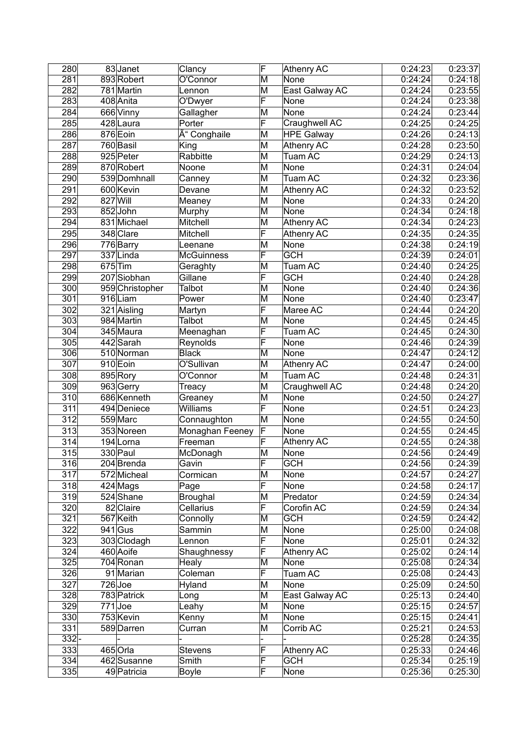| 280 | 83 | Janet | Clancy | F | Athenry AC | 0:24:23 | 0:23:37 |
|---|---|---|---|---|---|---|---|
| 281 | 893 | Robert | O'Connor | M | None | 0:24:24 | 0:24:18 |
| 282 | 781 | Martin | Lennon | M | East Galway AC | 0:24:24 | 0:23:55 |
| 283 | 408 | Anita | O'Dwyer | F | None | 0:24:24 | 0:23:38 |
| 284 | 666 | Vinny | Gallagher | M | None | 0:24:24 | 0:23:44 |
| 285 | 428 | Laura | Porter | F | Craughwell AC | 0:24:25 | 0:24:25 |
| 286 | 876 | Eoin | Ã“ Conghaile | M | HPE Galway | 0:24:26 | 0:24:13 |
| 287 | 760 | Basil | King | M | Athenry AC | 0:24:28 | 0:23:50 |
| 288 | 925 | Peter | Rabbitte | M | Tuam AC | 0:24:29 | 0:24:13 |
| 289 | 870 | Robert | Noone | M | None | 0:24:31 | 0:24:04 |
| 290 | 539 | Domhnall | Canney | M | Tuam AC | 0:24:32 | 0:23:36 |
| 291 | 600 | Kevin | Devane | M | Athenry AC | 0:24:32 | 0:23:52 |
| 292 | 827 | Will | Meaney | M | None | 0:24:33 | 0:24:20 |
| 293 | 852 | John | Murphy | M | None | 0:24:34 | 0:24:18 |
| 294 | 831 | Michael | Mitchell | M | Athenry AC | 0:24:34 | 0:24:23 |
| 295 | 348 | Clare | Mitchell | F | Athenry AC | 0:24:35 | 0:24:35 |
| 296 | 776 | Barry | Leenane | M | None | 0:24:38 | 0:24:19 |
| 297 | 337 | Linda | McGuinness | F | GCH | 0:24:39 | 0:24:01 |
| 298 | 675 | Tim | Geraghty | M | Tuam AC | 0:24:40 | 0:24:25 |
| 299 | 207 | Siobhan | Gillane | F | GCH | 0:24:40 | 0:24:28 |
| 300 | 959 | Christopher | Talbot | M | None | 0:24:40 | 0:24:36 |
| 301 | 916 | Liam | Power | M | None | 0:24:40 | 0:23:47 |
| 302 | 321 | Aisling | Martyn | F | Maree AC | 0:24:44 | 0:24:20 |
| 303 | 984 | Martin | Talbot | M | None | 0:24:45 | 0:24:45 |
| 304 | 345 | Maura | Meenaghan | F | Tuam AC | 0:24:45 | 0:24:30 |
| 305 | 442 | Sarah | Reynolds | F | None | 0:24:46 | 0:24:39 |
| 306 | 510 | Norman | Black | M | None | 0:24:47 | 0:24:12 |
| 307 | 910 | Eoin | O'Sullivan | M | Athenry AC | 0:24:47 | 0:24:00 |
| 308 | 895 | Rory | O'Connor | M | Tuam AC | 0:24:48 | 0:24:31 |
| 309 | 963 | Gerry | Treacy | M | Craughwell AC | 0:24:48 | 0:24:20 |
| 310 | 686 | Kenneth | Greaney | M | None | 0:24:50 | 0:24:27 |
| 311 | 494 | Deniece | Williams | F | None | 0:24:51 | 0:24:23 |
| 312 | 559 | Marc | Connaughton | M | None | 0:24:55 | 0:24:50 |
| 313 | 353 | Noreen | Monaghan Feeney | F | None | 0:24:55 | 0:24:45 |
| 314 | 194 | Lorna | Freeman | F | Athenry AC | 0:24:55 | 0:24:38 |
| 315 | 330 | Paul | McDonagh | M | None | 0:24:56 | 0:24:49 |
| 316 | 204 | Brenda | Gavin | F | GCH | 0:24:56 | 0:24:39 |
| 317 | 572 | Micheal | Cormican | M | None | 0:24:57 | 0:24:27 |
| 318 | 424 | Mags | Page | F | None | 0:24:58 | 0:24:17 |
| 319 | 524 | Shane | Broughal | M | Predator | 0:24:59 | 0:24:34 |
| 320 | 82 | Claire | Cellarius | F | Corofin AC | 0:24:59 | 0:24:34 |
| 321 | 567 | Keith | Connolly | M | GCH | 0:24:59 | 0:24:42 |
| 322 | 941 | Gus | Sammin | M | None | 0:25:00 | 0:24:08 |
| 323 | 303 | Clodagh | Lennon | F | None | 0:25:01 | 0:24:32 |
| 324 | 460 | Aoife | Shaughnessy | F | Athenry AC | 0:25:02 | 0:24:14 |
| 325 | 704 | Ronan | Healy | M | None | 0:25:08 | 0:24:34 |
| 326 | 91 | Marian | Coleman | F | Tuam AC | 0:25:08 | 0:24:43 |
| 327 | 726 | Joe | Hyland | M | None | 0:25:09 | 0:24:50 |
| 328 | 783 | Patrick | Long | M | East Galway AC | 0:25:13 | 0:24:40 |
| 329 | 771 | Joe | Leahy | M | None | 0:25:15 | 0:24:57 |
| 330 | 753 | Kevin | Kenny | M | None | 0:25:15 | 0:24:41 |
| 331 | 589 | Darren | Curran | M | Corrib AC | 0:25:21 | 0:24:53 |
| 332 | - | - | - | - | - | 0:25:28 | 0:24:35 |
| 333 | 465 | Orla | Stevens | F | Athenry AC | 0:25:33 | 0:24:46 |
| 334 | 462 | Susanne | Smith | F | GCH | 0:25:34 | 0:25:19 |
| 335 | 49 | Patricia | Boyle | F | None | 0:25:36 | 0:25:30 |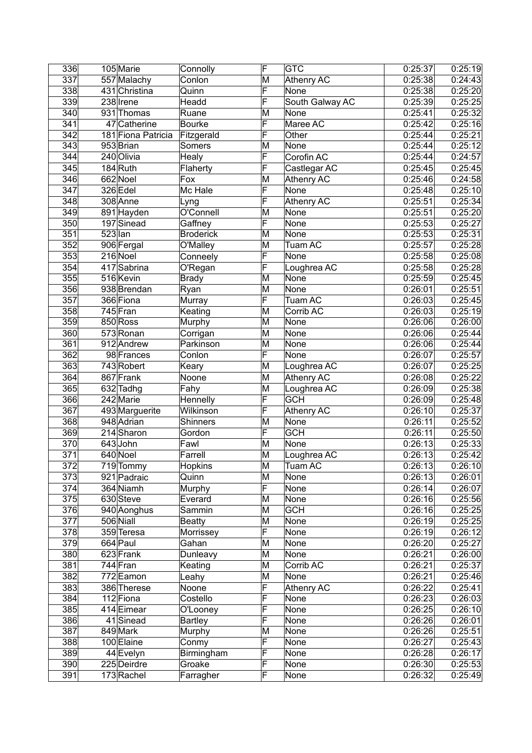| 336 | 105 | Marie | Connolly | F | GTC | 0:25:37 | 0:25:19 |
|---|---|---|---|---|---|---|---|
| 337 | 557 | Malachy | Conlon | M | Athenry AC | 0:25:38 | 0:24:43 |
| 338 | 431 | Christina | Quinn | F | None | 0:25:38 | 0:25:20 |
| 339 | 238 | Irene | Headd | F | South Galway AC | 0:25:39 | 0:25:25 |
| 340 | 931 | Thomas | Ruane | M | None | 0:25:41 | 0:25:32 |
| 341 | 47 | Catherine | Bourke | F | Maree AC | 0:25:42 | 0:25:16 |
| 342 | 181 | Fiona Patricia | Fitzgerald | F | Other | 0:25:44 | 0:25:21 |
| 343 | 953 | Brian | Somers | M | None | 0:25:44 | 0:25:12 |
| 344 | 240 | Olivia | Healy | F | Corofin AC | 0:25:44 | 0:24:57 |
| 345 | 184 | Ruth | Flaherty | F | Castlegar AC | 0:25:45 | 0:25:45 |
| 346 | 662 | Noel | Fox | M | Athenry AC | 0:25:46 | 0:24:58 |
| 347 | 326 | Edel | Mc Hale | F | None | 0:25:48 | 0:25:10 |
| 348 | 308 | Anne | Lyng | F | Athenry AC | 0:25:51 | 0:25:34 |
| 349 | 891 | Hayden | O'Connell | M | None | 0:25:51 | 0:25:20 |
| 350 | 197 | Sinead | Gaffney | F | None | 0:25:53 | 0:25:27 |
| 351 | 523 | Ian | Broderick | M | None | 0:25:53 | 0:25:31 |
| 352 | 906 | Fergal | O'Malley | M | Tuam AC | 0:25:57 | 0:25:28 |
| 353 | 216 | Noel | Conneely | F | None | 0:25:58 | 0:25:08 |
| 354 | 417 | Sabrina | O'Regan | F | Loughrea AC | 0:25:58 | 0:25:28 |
| 355 | 516 | Kevin | Brady | M | None | 0:25:59 | 0:25:45 |
| 356 | 938 | Brendan | Ryan | M | None | 0:26:01 | 0:25:51 |
| 357 | 366 | Fiona | Murray | F | Tuam AC | 0:26:03 | 0:25:45 |
| 358 | 745 | Fran | Keating | M | Corrib AC | 0:26:03 | 0:25:19 |
| 359 | 850 | Ross | Murphy | M | None | 0:26:06 | 0:26:00 |
| 360 | 573 | Ronan | Corrigan | M | None | 0:26:06 | 0:25:44 |
| 361 | 912 | Andrew | Parkinson | M | None | 0:26:06 | 0:25:44 |
| 362 | 98 | Frances | Conlon | F | None | 0:26:07 | 0:25:57 |
| 363 | 743 | Robert | Keary | M | Loughrea AC | 0:26:07 | 0:25:25 |
| 364 | 867 | Frank | Noone | M | Athenry AC | 0:26:08 | 0:25:22 |
| 365 | 632 | Tadhg | Fahy | M | Loughrea AC | 0:26:09 | 0:25:38 |
| 366 | 242 | Marie | Hennelly | F | GCH | 0:26:09 | 0:25:48 |
| 367 | 493 | Marguerite | Wilkinson | F | Athenry AC | 0:26:10 | 0:25:37 |
| 368 | 948 | Adrian | Shinners | M | None | 0:26:11 | 0:25:52 |
| 369 | 214 | Sharon | Gordon | F | GCH | 0:26:11 | 0:25:50 |
| 370 | 643 | John | Fawl | M | None | 0:26:13 | 0:25:33 |
| 371 | 640 | Noel | Farrell | M | Loughrea AC | 0:26:13 | 0:25:42 |
| 372 | 719 | Tommy | Hopkins | M | Tuam AC | 0:26:13 | 0:26:10 |
| 373 | 921 | Padraic | Quinn | M | None | 0:26:13 | 0:26:01 |
| 374 | 364 | Niamh | Murphy | F | None | 0:26:14 | 0:26:07 |
| 375 | 630 | Steve | Everard | M | None | 0:26:16 | 0:25:56 |
| 376 | 940 | Aonghus | Sammin | M | GCH | 0:26:16 | 0:25:25 |
| 377 | 506 | Niall | Beatty | M | None | 0:26:19 | 0:25:25 |
| 378 | 359 | Teresa | Morrissey | F | None | 0:26:19 | 0:26:12 |
| 379 | 664 | Paul | Gahan | M | None | 0:26:20 | 0:25:27 |
| 380 | 623 | Frank | Dunleavy | M | None | 0:26:21 | 0:26:00 |
| 381 | 744 | Fran | Keating | M | Corrib AC | 0:26:21 | 0:25:37 |
| 382 | 772 | Eamon | Leahy | M | None | 0:26:21 | 0:25:46 |
| 383 | 386 | Therese | Noone | F | Athenry AC | 0:26:22 | 0:25:41 |
| 384 | 112 | Fiona | Costello | F | None | 0:26:23 | 0:26:03 |
| 385 | 414 | Eimear | O'Looney | F | None | 0:26:25 | 0:26:10 |
| 386 | 41 | Sinead | Bartley | F | None | 0:26:26 | 0:26:01 |
| 387 | 849 | Mark | Murphy | M | None | 0:26:26 | 0:25:51 |
| 388 | 100 | Elaine | Conmy | F | None | 0:26:27 | 0:25:43 |
| 389 | 44 | Evelyn | Birmingham | F | None | 0:26:28 | 0:26:17 |
| 390 | 225 | Deirdre | Groake | F | None | 0:26:30 | 0:25:53 |
| 391 | 173 | Rachel | Farragher | F | None | 0:26:32 | 0:25:49 |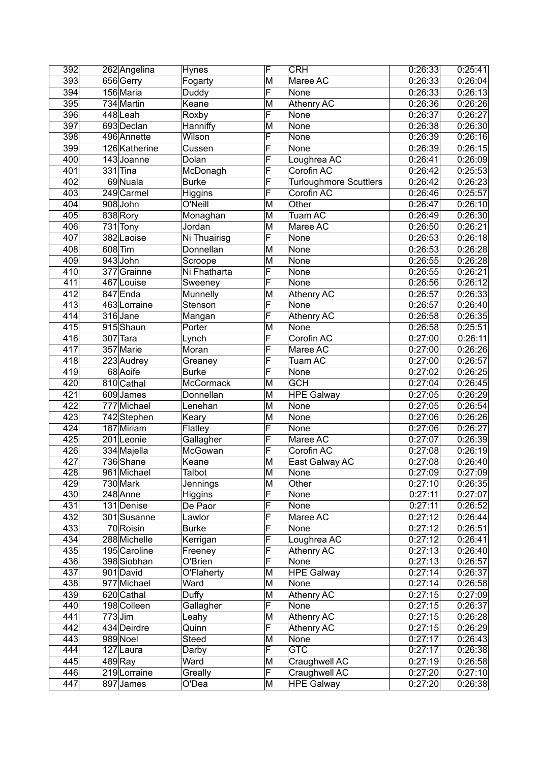| 392 | 262 | Angelina | Hynes | F | CRH | 0:26:33 | 0:25:41 |
|---|---|---|---|---|---|---|---|
| 393 | 656 | Gerry | Fogarty | M | Maree AC | 0:26:33 | 0:26:04 |
| 394 | 156 | Maria | Duddy | F | None | 0:26:33 | 0:26:13 |
| 395 | 734 | Martin | Keane | M | Athenry AC | 0:26:36 | 0:26:26 |
| 396 | 448 | Leah | Roxby | F | None | 0:26:37 | 0:26:27 |
| 397 | 693 | Declan | Hanniffy | M | None | 0:26:38 | 0:26:30 |
| 398 | 496 | Annette | Wilson | F | None | 0:26:39 | 0:26:16 |
| 399 | 126 | Katherine | Cussen | F | None | 0:26:39 | 0:26:15 |
| 400 | 143 | Joanne | Dolan | F | Loughrea AC | 0:26:41 | 0:26:09 |
| 401 | 331 | Tina | McDonagh | F | Corofin AC | 0:26:42 | 0:25:53 |
| 402 | 69 | Nuala | Burke | F | Turloughmore Scuttlers | 0:26:42 | 0:26:23 |
| 403 | 249 | Carmel | Higgins | F | Corofin AC | 0:26:46 | 0:25:57 |
| 404 | 908 | John | O'Neill | M | Other | 0:26:47 | 0:26:10 |
| 405 | 838 | Rory | Monaghan | M | Tuam AC | 0:26:49 | 0:26:30 |
| 406 | 731 | Tony | Jordan | M | Maree AC | 0:26:50 | 0:26:21 |
| 407 | 382 | Laoise | Ni Thuairisg | F | None | 0:26:53 | 0:26:18 |
| 408 | 608 | Tim | Donnellan | M | None | 0:26:53 | 0:26:28 |
| 409 | 943 | John | Scroope | M | None | 0:26:55 | 0:26:28 |
| 410 | 377 | Grainne | Ni Fhatharta | F | None | 0:26:55 | 0:26:21 |
| 411 | 467 | Louise | Sweeney | F | None | 0:26:56 | 0:26:12 |
| 412 | 847 | Enda | Munnelly | M | Athenry AC | 0:26:57 | 0:26:33 |
| 413 | 463 | Lorraine | Stenson | F | None | 0:26:57 | 0:26:40 |
| 414 | 316 | Jane | Mangan | F | Athenry AC | 0:26:58 | 0:26:35 |
| 415 | 915 | Shaun | Porter | M | None | 0:26:58 | 0:25:51 |
| 416 | 307 | Tara | Lynch | F | Corofin AC | 0:27:00 | 0:26:11 |
| 417 | 357 | Marie | Moran | F | Maree AC | 0:27:00 | 0:26:26 |
| 418 | 223 | Audrey | Greaney | F | Tuam AC | 0:27:00 | 0:26:57 |
| 419 | 68 | Aoife | Burke | F | None | 0:27:02 | 0:26:25 |
| 420 | 810 | Cathal | McCormack | M | GCH | 0:27:04 | 0:26:45 |
| 421 | 609 | James | Donnellan | M | HPE Galway | 0:27:05 | 0:26:29 |
| 422 | 777 | Michael | Lenehan | M | None | 0:27:05 | 0:26:54 |
| 423 | 742 | Stephen | Keary | M | None | 0:27:06 | 0:26:26 |
| 424 | 187 | Miriam | Flatley | F | None | 0:27:06 | 0:26:27 |
| 425 | 201 | Leonie | Gallagher | F | Maree AC | 0:27:07 | 0:26:39 |
| 426 | 334 | Majella | McGowan | F | Corofin AC | 0:27:08 | 0:26:19 |
| 427 | 736 | Shane | Keane | M | East Galway AC | 0:27:08 | 0:26:40 |
| 428 | 961 | Michael | Talbot | M | None | 0:27:09 | 0:27:09 |
| 429 | 730 | Mark | Jennings | M | Other | 0:27:10 | 0:26:35 |
| 430 | 248 | Anne | Higgins | F | None | 0:27:11 | 0:27:07 |
| 431 | 131 | Denise | De Paor | F | None | 0:27:11 | 0:26:52 |
| 432 | 301 | Susanne | Lawlor | F | Maree AC | 0:27:12 | 0:26:44 |
| 433 | 70 | Roisin | Burke | F | None | 0:27:12 | 0:26:51 |
| 434 | 288 | Michelle | Kerrigan | F | Loughrea AC | 0:27:12 | 0:26:41 |
| 435 | 195 | Caroline | Freeney | F | Athenry AC | 0:27:13 | 0:26:40 |
| 436 | 398 | Siobhan | O'Brien | F | None | 0:27:13 | 0:26:57 |
| 437 | 901 | David | O'Flaherty | M | HPE Galway | 0:27:14 | 0:26:37 |
| 438 | 977 | Michael | Ward | M | None | 0:27:14 | 0:26:58 |
| 439 | 620 | Cathal | Duffy | M | Athenry AC | 0:27:15 | 0:27:09 |
| 440 | 198 | Colleen | Gallagher | F | None | 0:27:15 | 0:26:37 |
| 441 | 773 | Jim | Leahy | M | Athenry AC | 0:27:15 | 0:26:28 |
| 442 | 434 | Deirdre | Quinn | F | Athenry AC | 0:27:15 | 0:26:29 |
| 443 | 989 | Noel | Steed | M | None | 0:27:17 | 0:26:43 |
| 444 | 127 | Laura | Darby | F | GTC | 0:27:17 | 0:26:38 |
| 445 | 489 | Ray | Ward | M | Craughwell AC | 0:27:19 | 0:26:58 |
| 446 | 219 | Lorraine | Greally | F | Craughwell AC | 0:27:20 | 0:27:10 |
| 447 | 897 | James | O'Dea | M | HPE Galway | 0:27:20 | 0:26:38 |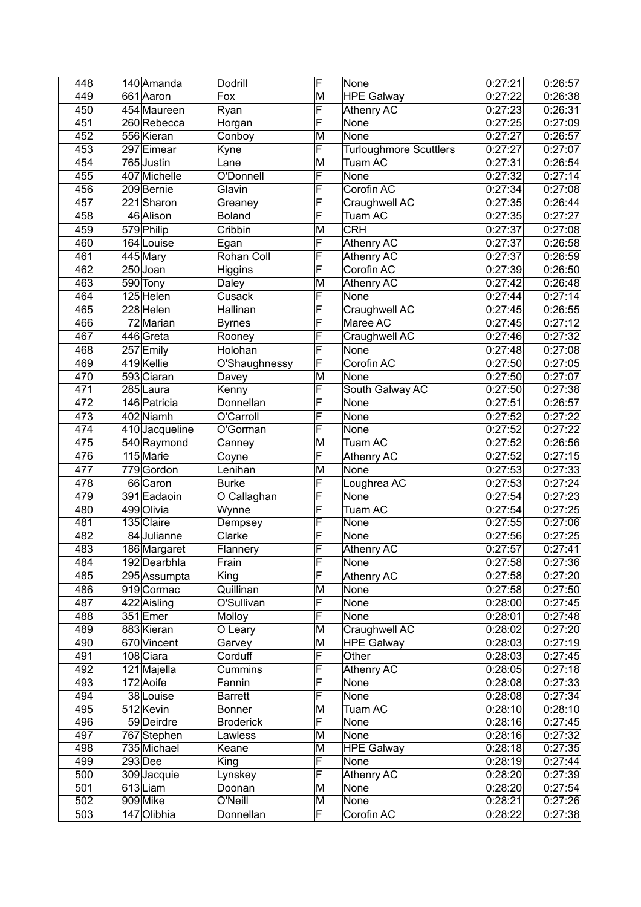| | | | | | | | |
|---|---|---|---|---|---|---|---|
| 448 | 140 | Amanda | Dodrill | F | None | 0:27:21 | 0:26:57 |
| 449 | 661 | Aaron | Fox | M | HPE Galway | 0:27:22 | 0:26:38 |
| 450 | 454 | Maureen | Ryan | F | Athenry AC | 0:27:23 | 0:26:31 |
| 451 | 260 | Rebecca | Horgan | F | None | 0:27:25 | 0:27:09 |
| 452 | 556 | Kieran | Conboy | M | None | 0:27:27 | 0:26:57 |
| 453 | 297 | Eimear | Kyne | F | Turloughmore Scuttlers | 0:27:27 | 0:27:07 |
| 454 | 765 | Justin | Lane | M | Tuam AC | 0:27:31 | 0:26:54 |
| 455 | 407 | Michelle | O'Donnell | F | None | 0:27:32 | 0:27:14 |
| 456 | 209 | Bernie | Glavin | F | Corofin AC | 0:27:34 | 0:27:08 |
| 457 | 221 | Sharon | Greaney | F | Craughwell AC | 0:27:35 | 0:26:44 |
| 458 | 46 | Alison | Boland | F | Tuam AC | 0:27:35 | 0:27:27 |
| 459 | 579 | Philip | Cribbin | M | CRH | 0:27:37 | 0:27:08 |
| 460 | 164 | Louise | Egan | F | Athenry AC | 0:27:37 | 0:26:58 |
| 461 | 445 | Mary | Rohan Coll | F | Athenry AC | 0:27:37 | 0:26:59 |
| 462 | 250 | Joan | Higgins | F | Corofin AC | 0:27:39 | 0:26:50 |
| 463 | 590 | Tony | Daley | M | Athenry AC | 0:27:42 | 0:26:48 |
| 464 | 125 | Helen | Cusack | F | None | 0:27:44 | 0:27:14 |
| 465 | 228 | Helen | Hallinan | F | Craughwell AC | 0:27:45 | 0:26:55 |
| 466 | 72 | Marian | Byrnes | F | Maree AC | 0:27:45 | 0:27:12 |
| 467 | 446 | Greta | Rooney | F | Craughwell AC | 0:27:46 | 0:27:32 |
| 468 | 257 | Emily | Holohan | F | None | 0:27:48 | 0:27:08 |
| 469 | 419 | Kellie | O'Shaughnessy | F | Corofin AC | 0:27:50 | 0:27:05 |
| 470 | 593 | Ciaran | Davey | M | None | 0:27:50 | 0:27:07 |
| 471 | 285 | Laura | Kenny | F | South Galway AC | 0:27:50 | 0:27:38 |
| 472 | 146 | Patricia | Donnellan | F | None | 0:27:51 | 0:26:57 |
| 473 | 402 | Niamh | O'Carroll | F | None | 0:27:52 | 0:27:22 |
| 474 | 410 | Jacqueline | O'Gorman | F | None | 0:27:52 | 0:27:22 |
| 475 | 540 | Raymond | Canney | M | Tuam AC | 0:27:52 | 0:26:56 |
| 476 | 115 | Marie | Coyne | F | Athenry AC | 0:27:52 | 0:27:15 |
| 477 | 779 | Gordon | Lenihan | M | None | 0:27:53 | 0:27:33 |
| 478 | 66 | Caron | Burke | F | Loughrea AC | 0:27:53 | 0:27:24 |
| 479 | 391 | Eadaoin | O Callaghan | F | None | 0:27:54 | 0:27:23 |
| 480 | 499 | Olivia | Wynne | F | Tuam AC | 0:27:54 | 0:27:25 |
| 481 | 135 | Claire | Dempsey | F | None | 0:27:55 | 0:27:06 |
| 482 | 84 | Julianne | Clarke | F | None | 0:27:56 | 0:27:25 |
| 483 | 186 | Margaret | Flannery | F | Athenry AC | 0:27:57 | 0:27:41 |
| 484 | 192 | Dearbhla | Frain | F | None | 0:27:58 | 0:27:36 |
| 485 | 295 | Assumpta | King | F | Athenry AC | 0:27:58 | 0:27:20 |
| 486 | 919 | Cormac | Quillinan | M | None | 0:27:58 | 0:27:50 |
| 487 | 422 | Aisling | O'Sullivan | F | None | 0:28:00 | 0:27:45 |
| 488 | 351 | Emer | Molloy | F | None | 0:28:01 | 0:27:48 |
| 489 | 883 | Kieran | O Leary | M | Craughwell AC | 0:28:02 | 0:27:20 |
| 490 | 670 | Vincent | Garvey | M | HPE Galway | 0:28:03 | 0:27:19 |
| 491 | 108 | Ciara | Corduff | F | Other | 0:28:03 | 0:27:45 |
| 492 | 121 | Majella | Cummins | F | Athenry AC | 0:28:05 | 0:27:18 |
| 493 | 172 | Aoife | Fannin | F | None | 0:28:08 | 0:27:33 |
| 494 | 38 | Louise | Barrett | F | None | 0:28:08 | 0:27:34 |
| 495 | 512 | Kevin | Bonner | M | Tuam AC | 0:28:10 | 0:28:10 |
| 496 | 59 | Deirdre | Broderick | F | None | 0:28:16 | 0:27:45 |
| 497 | 767 | Stephen | Lawless | M | None | 0:28:16 | 0:27:32 |
| 498 | 735 | Michael | Keane | M | HPE Galway | 0:28:18 | 0:27:35 |
| 499 | 293 | Dee | King | F | None | 0:28:19 | 0:27:44 |
| 500 | 309 | Jacquie | Lynskey | F | Athenry AC | 0:28:20 | 0:27:39 |
| 501 | 613 | Liam | Doonan | M | None | 0:28:20 | 0:27:54 |
| 502 | 909 | Mike | O'Neill | M | None | 0:28:21 | 0:27:26 |
| 503 | 147 | Olibhia | Donnellan | F | Corofin AC | 0:28:22 | 0:27:38 |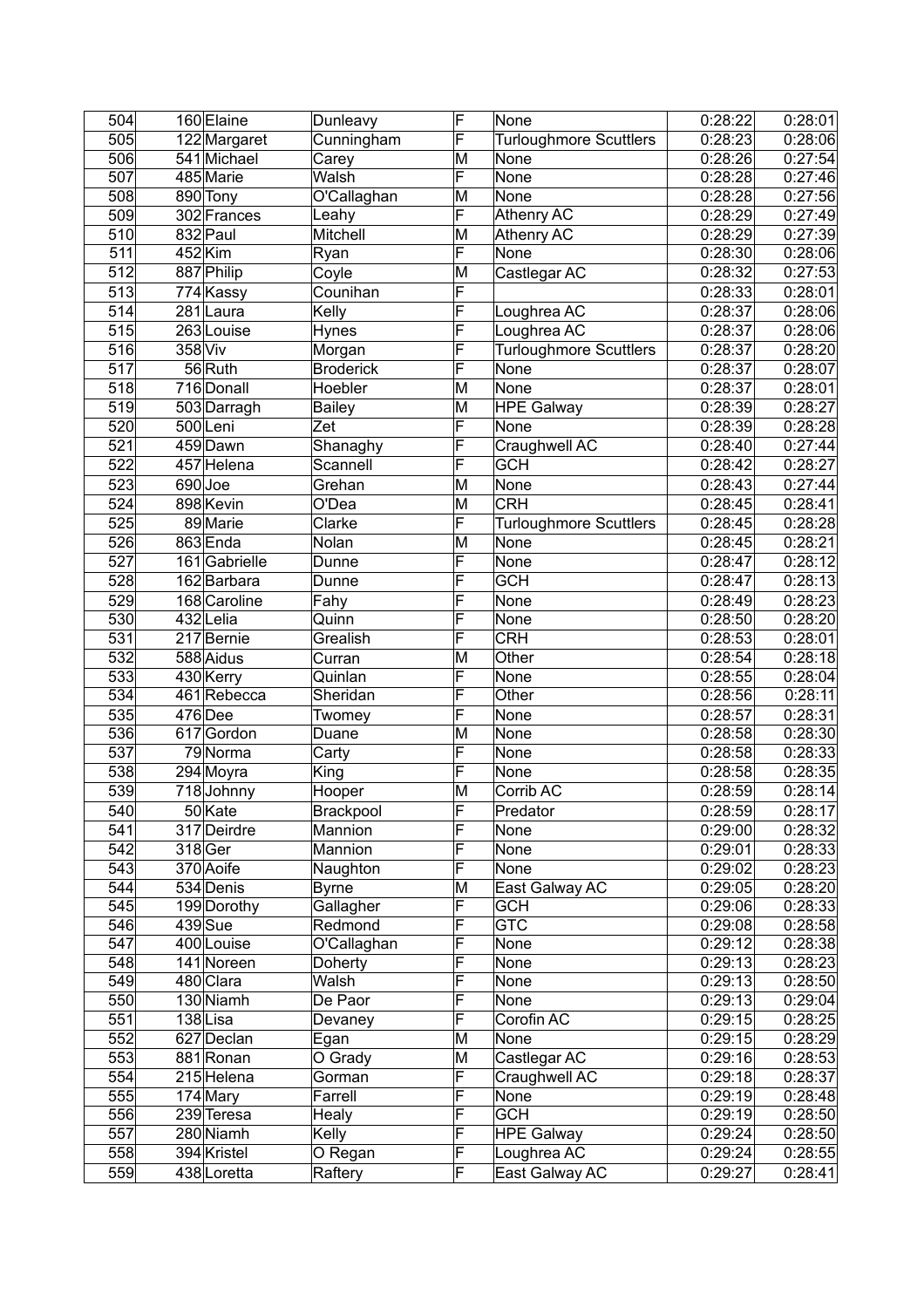| 504 | 160 | Elaine | Dunleavy | F | None | 0:28:22 | 0:28:01 |
|---|---|---|---|---|---|---|---|
| 505 | 122 | Margaret | Cunningham | F | Turloughmore Scuttlers | 0:28:23 | 0:28:06 |
| 506 | 541 | Michael | Carey | M | None | 0:28:26 | 0:27:54 |
| 507 | 485 | Marie | Walsh | F | None | 0:28:28 | 0:27:46 |
| 508 | 890 | Tony | O'Callaghan | M | None | 0:28:28 | 0:27:56 |
| 509 | 302 | Frances | Leahy | F | Athenry AC | 0:28:29 | 0:27:49 |
| 510 | 832 | Paul | Mitchell | M | Athenry AC | 0:28:29 | 0:27:39 |
| 511 | 452 | Kim | Ryan | F | None | 0:28:30 | 0:28:06 |
| 512 | 887 | Philip | Coyle | M | Castlegar AC | 0:28:32 | 0:27:53 |
| 513 | 774 | Kassy | Counihan | F | | 0:28:33 | 0:28:01 |
| 514 | 281 | Laura | Kelly | F | Loughrea AC | 0:28:37 | 0:28:06 |
| 515 | 263 | Louise | Hynes | F | Loughrea AC | 0:28:37 | 0:28:06 |
| 516 | 358 | Viv | Morgan | F | Turloughmore Scuttlers | 0:28:37 | 0:28:20 |
| 517 | 56 | Ruth | Broderick | F | None | 0:28:37 | 0:28:07 |
| 518 | 716 | Donall | Hoebler | M | None | 0:28:37 | 0:28:01 |
| 519 | 503 | Darragh | Bailey | M | HPE Galway | 0:28:39 | 0:28:27 |
| 520 | 500 | Leni | Zet | F | None | 0:28:39 | 0:28:28 |
| 521 | 459 | Dawn | Shanaghy | F | Craughwell AC | 0:28:40 | 0:27:44 |
| 522 | 457 | Helena | Scannell | F | GCH | 0:28:42 | 0:28:27 |
| 523 | 690 | Joe | Grehan | M | None | 0:28:43 | 0:27:44 |
| 524 | 898 | Kevin | O'Dea | M | CRH | 0:28:45 | 0:28:41 |
| 525 | 89 | Marie | Clarke | F | Turloughmore Scuttlers | 0:28:45 | 0:28:28 |
| 526 | 863 | Enda | Nolan | M | None | 0:28:45 | 0:28:21 |
| 527 | 161 | Gabrielle | Dunne | F | None | 0:28:47 | 0:28:12 |
| 528 | 162 | Barbara | Dunne | F | GCH | 0:28:47 | 0:28:13 |
| 529 | 168 | Caroline | Fahy | F | None | 0:28:49 | 0:28:23 |
| 530 | 432 | Lelia | Quinn | F | None | 0:28:50 | 0:28:20 |
| 531 | 217 | Bernie | Grealish | F | CRH | 0:28:53 | 0:28:01 |
| 532 | 588 | Aidus | Curran | M | Other | 0:28:54 | 0:28:18 |
| 533 | 430 | Kerry | Quinlan | F | None | 0:28:55 | 0:28:04 |
| 534 | 461 | Rebecca | Sheridan | F | Other | 0:28:56 | 0:28:11 |
| 535 | 476 | Dee | Twomey | F | None | 0:28:57 | 0:28:31 |
| 536 | 617 | Gordon | Duane | M | None | 0:28:58 | 0:28:30 |
| 537 | 79 | Norma | Carty | F | None | 0:28:58 | 0:28:33 |
| 538 | 294 | Moyra | King | F | None | 0:28:58 | 0:28:35 |
| 539 | 718 | Johnny | Hooper | M | Corrib AC | 0:28:59 | 0:28:14 |
| 540 | 50 | Kate | Brackpool | F | Predator | 0:28:59 | 0:28:17 |
| 541 | 317 | Deirdre | Mannion | F | None | 0:29:00 | 0:28:32 |
| 542 | 318 | Ger | Mannion | F | None | 0:29:01 | 0:28:33 |
| 543 | 370 | Aoife | Naughton | F | None | 0:29:02 | 0:28:23 |
| 544 | 534 | Denis | Byrne | M | East Galway AC | 0:29:05 | 0:28:20 |
| 545 | 199 | Dorothy | Gallagher | F | GCH | 0:29:06 | 0:28:33 |
| 546 | 439 | Sue | Redmond | F | GTC | 0:29:08 | 0:28:58 |
| 547 | 400 | Louise | O'Callaghan | F | None | 0:29:12 | 0:28:38 |
| 548 | 141 | Noreen | Doherty | F | None | 0:29:13 | 0:28:23 |
| 549 | 480 | Clara | Walsh | F | None | 0:29:13 | 0:28:50 |
| 550 | 130 | Niamh | De Paor | F | None | 0:29:13 | 0:29:04 |
| 551 | 138 | Lisa | Devaney | F | Corofin AC | 0:29:15 | 0:28:25 |
| 552 | 627 | Declan | Egan | M | None | 0:29:15 | 0:28:29 |
| 553 | 881 | Ronan | O Grady | M | Castlegar AC | 0:29:16 | 0:28:53 |
| 554 | 215 | Helena | Gorman | F | Craughwell AC | 0:29:18 | 0:28:37 |
| 555 | 174 | Mary | Farrell | F | None | 0:29:19 | 0:28:48 |
| 556 | 239 | Teresa | Healy | F | GCH | 0:29:19 | 0:28:50 |
| 557 | 280 | Niamh | Kelly | F | HPE Galway | 0:29:24 | 0:28:50 |
| 558 | 394 | Kristel | O Regan | F | Loughrea AC | 0:29:24 | 0:28:55 |
| 559 | 438 | Loretta | Raftery | F | East Galway AC | 0:29:27 | 0:28:41 |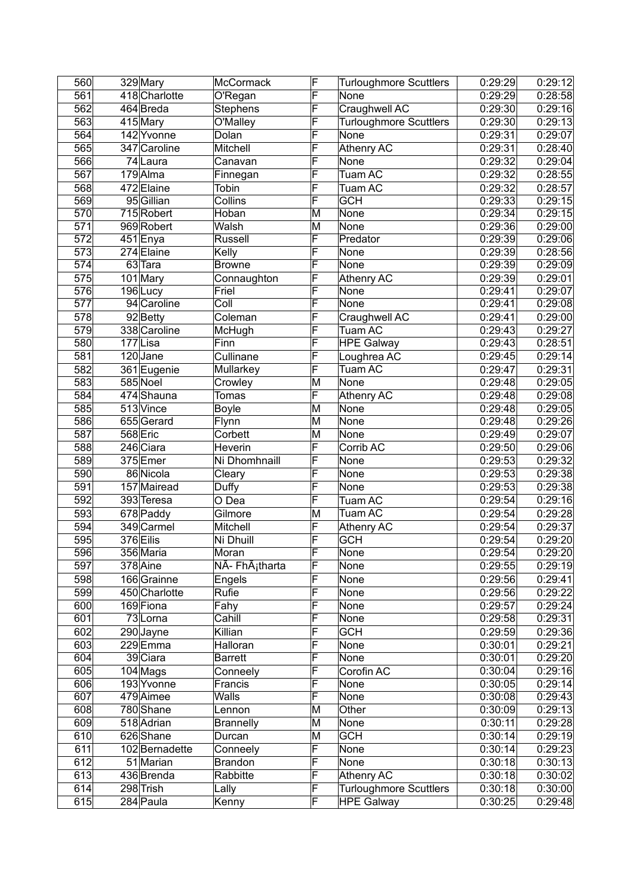| | | | | | | | |
|---|---|---|---|---|---|---|---|
| 560 | 329 | Mary | McCormack | F | Turloughmore Scuttlers | 0:29:29 | 0:29:12 |
| 561 | 418 | Charlotte | O'Regan | F | None | 0:29:29 | 0:28:58 |
| 562 | 464 | Breda | Stephens | F | Craughwell AC | 0:29:30 | 0:29:16 |
| 563 | 415 | Mary | O'Malley | F | Turloughmore Scuttlers | 0:29:30 | 0:29:13 |
| 564 | 142 | Yvonne | Dolan | F | None | 0:29:31 | 0:29:07 |
| 565 | 347 | Caroline | Mitchell | F | Athenry AC | 0:29:31 | 0:28:40 |
| 566 | 74 | Laura | Canavan | F | None | 0:29:32 | 0:29:04 |
| 567 | 179 | Alma | Finnegan | F | Tuam AC | 0:29:32 | 0:28:55 |
| 568 | 472 | Elaine | Tobin | F | Tuam AC | 0:29:32 | 0:28:57 |
| 569 | 95 | Gillian | Collins | F | GCH | 0:29:33 | 0:29:15 |
| 570 | 715 | Robert | Hoban | M | None | 0:29:34 | 0:29:15 |
| 571 | 969 | Robert | Walsh | M | None | 0:29:36 | 0:29:00 |
| 572 | 451 | Enya | Russell | F | Predator | 0:29:39 | 0:29:06 |
| 573 | 274 | Elaine | Kelly | F | None | 0:29:39 | 0:28:56 |
| 574 | 63 | Tara | Browne | F | None | 0:29:39 | 0:29:09 |
| 575 | 101 | Mary | Connaughton | F | Athenry AC | 0:29:39 | 0:29:01 |
| 576 | 196 | Lucy | Friel | F | None | 0:29:41 | 0:29:07 |
| 577 | 94 | Caroline | Coll | F | None | 0:29:41 | 0:29:08 |
| 578 | 92 | Betty | Coleman | F | Craughwell AC | 0:29:41 | 0:29:00 |
| 579 | 338 | Caroline | McHugh | F | Tuam AC | 0:29:43 | 0:29:27 |
| 580 | 177 | Lisa | Finn | F | HPE Galway | 0:29:43 | 0:28:51 |
| 581 | 120 | Jane | Cullinane | F | Loughrea AC | 0:29:45 | 0:29:14 |
| 582 | 361 | Eugenie | Mullarkey | F | Tuam AC | 0:29:47 | 0:29:31 |
| 583 | 585 | Noel | Crowley | M | None | 0:29:48 | 0:29:05 |
| 584 | 474 | Shauna | Tomas | F | Athenry AC | 0:29:48 | 0:29:08 |
| 585 | 513 | Vince | Boyle | M | None | 0:29:48 | 0:29:05 |
| 586 | 655 | Gerard | Flynn | M | None | 0:29:48 | 0:29:26 |
| 587 | 568 | Eric | Corbett | M | None | 0:29:49 | 0:29:07 |
| 588 | 246 | Ciara | Heverin | F | Corrib AC | 0:29:50 | 0:29:06 |
| 589 | 375 | Emer | Ni Dhomhnaill | F | None | 0:29:53 | 0:29:32 |
| 590 | 86 | Nicola | Cleary | F | None | 0:29:53 | 0:29:38 |
| 591 | 157 | Mairead | Duffy | F | None | 0:29:53 | 0:29:38 |
| 592 | 393 | Teresa | O Dea | F | Tuam AC | 0:29:54 | 0:29:16 |
| 593 | 678 | Paddy | Gilmore | M | Tuam AC | 0:29:54 | 0:29:28 |
| 594 | 349 | Carmel | Mitchell | F | Athenry AC | 0:29:54 | 0:29:37 |
| 595 | 376 | Eilis | Ni Dhuill | F | GCH | 0:29:54 | 0:29:20 |
| 596 | 356 | Maria | Moran | F | None | 0:29:54 | 0:29:20 |
| 597 | 378 | Aine | NÃ- FhÃ¡tharta | F | None | 0:29:55 | 0:29:19 |
| 598 | 166 | Grainne | Engels | F | None | 0:29:56 | 0:29:41 |
| 599 | 450 | Charlotte | Rufie | F | None | 0:29:56 | 0:29:22 |
| 600 | 169 | Fiona | Fahy | F | None | 0:29:57 | 0:29:24 |
| 601 | 73 | Lorna | Cahill | F | None | 0:29:58 | 0:29:31 |
| 602 | 290 | Jayne | Killian | F | GCH | 0:29:59 | 0:29:36 |
| 603 | 229 | Emma | Halloran | F | None | 0:30:01 | 0:29:21 |
| 604 | 39 | Ciara | Barrett | F | None | 0:30:01 | 0:29:20 |
| 605 | 104 | Mags | Conneely | F | Corofin AC | 0:30:04 | 0:29:16 |
| 606 | 193 | Yvonne | Francis | F | None | 0:30:05 | 0:29:14 |
| 607 | 479 | Aimee | Walls | F | None | 0:30:08 | 0:29:43 |
| 608 | 780 | Shane | Lennon | M | Other | 0:30:09 | 0:29:13 |
| 609 | 518 | Adrian | Brannelly | M | None | 0:30:11 | 0:29:28 |
| 610 | 626 | Shane | Durcan | M | GCH | 0:30:14 | 0:29:19 |
| 611 | 102 | Bernadette | Conneely | F | None | 0:30:14 | 0:29:23 |
| 612 | 51 | Marian | Brandon | F | None | 0:30:18 | 0:30:13 |
| 613 | 436 | Brenda | Rabbitte | F | Athenry AC | 0:30:18 | 0:30:02 |
| 614 | 298 | Trish | Lally | F | Turloughmore Scuttlers | 0:30:18 | 0:30:00 |
| 615 | 284 | Paula | Kenny | F | HPE Galway | 0:30:25 | 0:29:48 |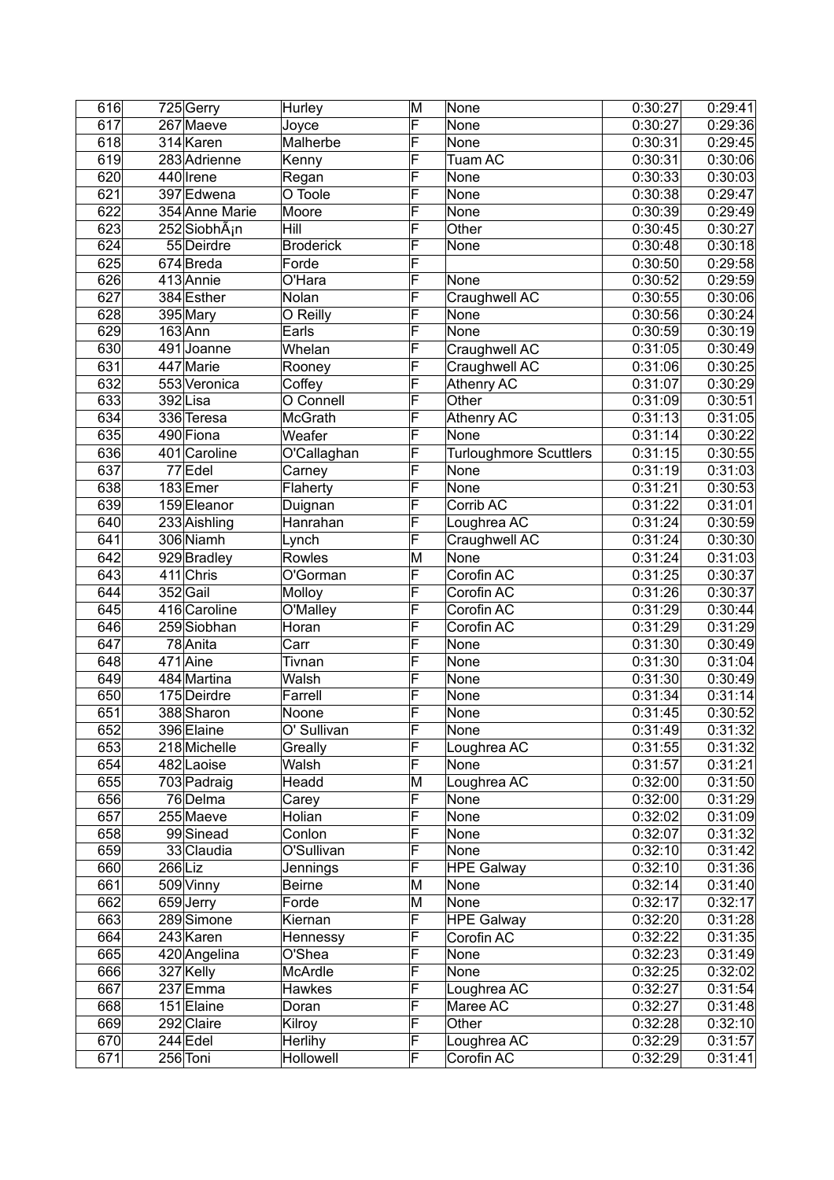| 616 | 725 | Gerry | Hurley | M | None | 0:30:27 | 0:29:41 |
|---|---|---|---|---|---|---|---|
| 617 | 267 | Maeve | Joyce | F | None | 0:30:27 | 0:29:36 |
| 618 | 314 | Karen | Malherbe | F | None | 0:30:31 | 0:29:45 |
| 619 | 283 | Adrienne | Kenny | F | Tuam AC | 0:30:31 | 0:30:06 |
| 620 | 440 | Irene | Regan | F | None | 0:30:33 | 0:30:03 |
| 621 | 397 | Edwena | O Toole | F | None | 0:30:38 | 0:29:47 |
| 622 | 354 | Anne Marie | Moore | F | None | 0:30:39 | 0:29:49 |
| 623 | 252 | SiobhÃ¡n | Hill | F | Other | 0:30:45 | 0:30:27 |
| 624 | 55 | Deirdre | Broderick | F | None | 0:30:48 | 0:30:18 |
| 625 | 674 | Breda | Forde | F | | 0:30:50 | 0:29:58 |
| 626 | 413 | Annie | O'Hara | F | None | 0:30:52 | 0:29:59 |
| 627 | 384 | Esther | Nolan | F | Craughwell AC | 0:30:55 | 0:30:06 |
| 628 | 395 | Mary | O Reilly | F | None | 0:30:56 | 0:30:24 |
| 629 | 163 | Ann | Earls | F | None | 0:30:59 | 0:30:19 |
| 630 | 491 | Joanne | Whelan | F | Craughwell AC | 0:31:05 | 0:30:49 |
| 631 | 447 | Marie | Rooney | F | Craughwell AC | 0:31:06 | 0:30:25 |
| 632 | 553 | Veronica | Coffey | F | Athenry AC | 0:31:07 | 0:30:29 |
| 633 | 392 | Lisa | O Connell | F | Other | 0:31:09 | 0:30:51 |
| 634 | 336 | Teresa | McGrath | F | Athenry AC | 0:31:13 | 0:31:05 |
| 635 | 490 | Fiona | Weafer | F | None | 0:31:14 | 0:30:22 |
| 636 | 401 | Caroline | O'Callaghan | F | Turloughmore Scuttlers | 0:31:15 | 0:30:55 |
| 637 | 77 | Edel | Carney | F | None | 0:31:19 | 0:31:03 |
| 638 | 183 | Emer | Flaherty | F | None | 0:31:21 | 0:30:53 |
| 639 | 159 | Eleanor | Duignan | F | Corrib AC | 0:31:22 | 0:31:01 |
| 640 | 233 | Aishling | Hanrahan | F | Loughrea AC | 0:31:24 | 0:30:59 |
| 641 | 306 | Niamh | Lynch | F | Craughwell AC | 0:31:24 | 0:30:30 |
| 642 | 929 | Bradley | Rowles | M | None | 0:31:24 | 0:31:03 |
| 643 | 411 | Chris | O'Gorman | F | Corofin AC | 0:31:25 | 0:30:37 |
| 644 | 352 | Gail | Molloy | F | Corofin AC | 0:31:26 | 0:30:37 |
| 645 | 416 | Caroline | O'Malley | F | Corofin AC | 0:31:29 | 0:30:44 |
| 646 | 259 | Siobhan | Horan | F | Corofin AC | 0:31:29 | 0:31:29 |
| 647 | 78 | Anita | Carr | F | None | 0:31:30 | 0:30:49 |
| 648 | 471 | Aine | Tivnan | F | None | 0:31:30 | 0:31:04 |
| 649 | 484 | Martina | Walsh | F | None | 0:31:30 | 0:30:49 |
| 650 | 175 | Deirdre | Farrell | F | None | 0:31:34 | 0:31:14 |
| 651 | 388 | Sharon | Noone | F | None | 0:31:45 | 0:30:52 |
| 652 | 396 | Elaine | O' Sullivan | F | None | 0:31:49 | 0:31:32 |
| 653 | 218 | Michelle | Greally | F | Loughrea AC | 0:31:55 | 0:31:32 |
| 654 | 482 | Laoise | Walsh | F | None | 0:31:57 | 0:31:21 |
| 655 | 703 | Padraig | Headd | M | Loughrea AC | 0:32:00 | 0:31:50 |
| 656 | 76 | Delma | Carey | F | None | 0:32:00 | 0:31:29 |
| 657 | 255 | Maeve | Holian | F | None | 0:32:02 | 0:31:09 |
| 658 | 99 | Sinead | Conlon | F | None | 0:32:07 | 0:31:32 |
| 659 | 33 | Claudia | O'Sullivan | F | None | 0:32:10 | 0:31:42 |
| 660 | 266 | Liz | Jennings | F | HPE Galway | 0:32:10 | 0:31:36 |
| 661 | 509 | Vinny | Beirne | M | None | 0:32:14 | 0:31:40 |
| 662 | 659 | Jerry | Forde | M | None | 0:32:17 | 0:32:17 |
| 663 | 289 | Simone | Kiernan | F | HPE Galway | 0:32:20 | 0:31:28 |
| 664 | 243 | Karen | Hennessy | F | Corofin AC | 0:32:22 | 0:31:35 |
| 665 | 420 | Angelina | O'Shea | F | None | 0:32:23 | 0:31:49 |
| 666 | 327 | Kelly | McArdle | F | None | 0:32:25 | 0:32:02 |
| 667 | 237 | Emma | Hawkes | F | Loughrea AC | 0:32:27 | 0:31:54 |
| 668 | 151 | Elaine | Doran | F | Maree AC | 0:32:27 | 0:31:48 |
| 669 | 292 | Claire | Kilroy | F | Other | 0:32:28 | 0:32:10 |
| 670 | 244 | Edel | Herlihy | F | Loughrea AC | 0:32:29 | 0:31:57 |
| 671 | 256 | Toni | Hollowell | F | Corofin AC | 0:32:29 | 0:31:41 |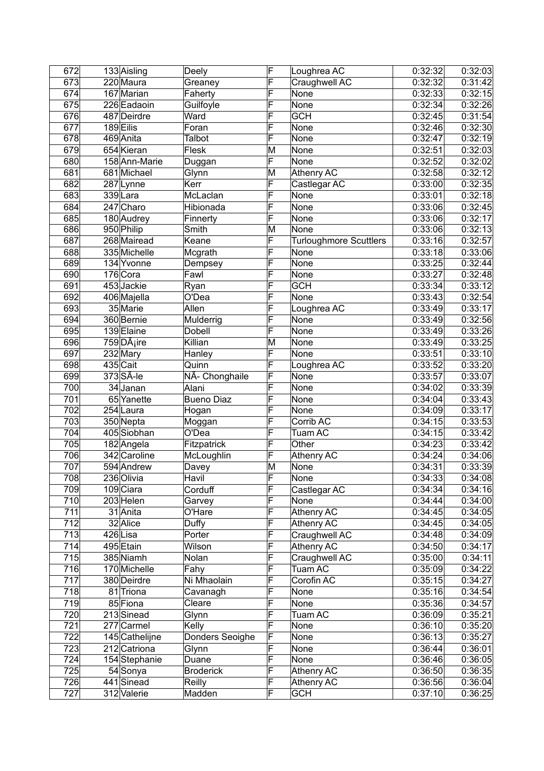| 672 | 133 | Aisling | Deely | F | Loughrea AC | 0:32:32 | 0:32:03 |
|---|---|---|---|---|---|---|---|
| 673 | 220 | Maura | Greaney | F | Craughwell AC | 0:32:32 | 0:31:42 |
| 674 | 167 | Marian | Faherty | F | None | 0:32:33 | 0:32:15 |
| 675 | 226 | Eadaoin | Guilfoyle | F | None | 0:32:34 | 0:32:26 |
| 676 | 487 | Deirdre | Ward | F | GCH | 0:32:45 | 0:31:54 |
| 677 | 189 | Eilis | Foran | F | None | 0:32:46 | 0:32:30 |
| 678 | 469 | Anita | Talbot | F | None | 0:32:47 | 0:32:19 |
| 679 | 654 | Kieran | Flesk | M | None | 0:32:51 | 0:32:03 |
| 680 | 158 | Ann-Marie | Duggan | F | None | 0:32:52 | 0:32:02 |
| 681 | 681 | Michael | Glynn | M | Athenry AC | 0:32:58 | 0:32:12 |
| 682 | 287 | Lynne | Kerr | F | Castlegar AC | 0:33:00 | 0:32:35 |
| 683 | 339 | Lara | McLaclan | F | None | 0:33:01 | 0:32:18 |
| 684 | 247 | Charo | Hibionada | F | None | 0:33:06 | 0:32:45 |
| 685 | 180 | Audrey | Finnerty | F | None | 0:33:06 | 0:32:17 |
| 686 | 950 | Philip | Smith | M | None | 0:33:06 | 0:32:13 |
| 687 | 268 | Mairead | Keane | F | Turloughmore Scuttlers | 0:33:16 | 0:32:57 |
| 688 | 335 | Michelle | Mcgrath | F | None | 0:33:18 | 0:33:06 |
| 689 | 134 | Yvonne | Dempsey | F | None | 0:33:25 | 0:32:44 |
| 690 | 176 | Cora | Fawl | F | None | 0:33:27 | 0:32:48 |
| 691 | 453 | Jackie | Ryan | F | GCH | 0:33:34 | 0:33:12 |
| 692 | 406 | Majella | O'Dea | F | None | 0:33:43 | 0:32:54 |
| 693 | 35 | Marie | Allen | F | Loughrea AC | 0:33:49 | 0:33:17 |
| 694 | 360 | Bernie | Mulderrig | F | None | 0:33:49 | 0:32:56 |
| 695 | 139 | Elaine | Dobell | F | None | 0:33:49 | 0:33:26 |
| 696 | 759 | DÃ¡ire | Killian | M | None | 0:33:49 | 0:33:25 |
| 697 | 232 | Mary | Hanley | F | None | 0:33:51 | 0:33:10 |
| 698 | 435 | Cait | Quinn | F | Loughrea AC | 0:33:52 | 0:33:20 |
| 699 | 373 | SÃ-le | NÃ- Chonghaile | F | None | 0:33:57 | 0:33:07 |
| 700 | 34 | Janan | Alani | F | None | 0:34:02 | 0:33:39 |
| 701 | 65 | Yanette | Bueno Diaz | F | None | 0:34:04 | 0:33:43 |
| 702 | 254 | Laura | Hogan | F | None | 0:34:09 | 0:33:17 |
| 703 | 350 | Nepta | Moggan | F | Corrib AC | 0:34:15 | 0:33:53 |
| 704 | 405 | Siobhan | O'Dea | F | Tuam AC | 0:34:15 | 0:33:42 |
| 705 | 182 | Angela | Fitzpatrick | F | Other | 0:34:23 | 0:33:42 |
| 706 | 342 | Caroline | McLoughlin | F | Athenry AC | 0:34:24 | 0:34:06 |
| 707 | 594 | Andrew | Davey | M | None | 0:34:31 | 0:33:39 |
| 708 | 236 | Olivia | Havil | F | None | 0:34:33 | 0:34:08 |
| 709 | 109 | Ciara | Corduff | F | Castlegar AC | 0:34:34 | 0:34:16 |
| 710 | 203 | Helen | Garvey | F | None | 0:34:44 | 0:34:00 |
| 711 | 31 | Anita | O'Hare | F | Athenry AC | 0:34:45 | 0:34:05 |
| 712 | 32 | Alice | Duffy | F | Athenry AC | 0:34:45 | 0:34:05 |
| 713 | 426 | Lisa | Porter | F | Craughwell AC | 0:34:48 | 0:34:09 |
| 714 | 495 | Etain | Wilson | F | Athenry AC | 0:34:50 | 0:34:17 |
| 715 | 385 | Niamh | Nolan | F | Craughwell AC | 0:35:00 | 0:34:11 |
| 716 | 170 | Michelle | Fahy | F | Tuam AC | 0:35:09 | 0:34:22 |
| 717 | 380 | Deirdre | Ni Mhaolain | F | Corofin AC | 0:35:15 | 0:34:27 |
| 718 | 81 | Triona | Cavanagh | F | None | 0:35:16 | 0:34:54 |
| 719 | 85 | Fiona | Cleare | F | None | 0:35:36 | 0:34:57 |
| 720 | 213 | Sinead | Glynn | F | Tuam AC | 0:36:09 | 0:35:21 |
| 721 | 277 | Carmel | Kelly | F | None | 0:36:10 | 0:35:20 |
| 722 | 145 | Cathelijne | Donders Seoighe | F | None | 0:36:13 | 0:35:27 |
| 723 | 212 | Catriona | Glynn | F | None | 0:36:44 | 0:36:01 |
| 724 | 154 | Stephanie | Duane | F | None | 0:36:46 | 0:36:05 |
| 725 | 54 | Sonya | Broderick | F | Athenry AC | 0:36:50 | 0:36:35 |
| 726 | 441 | Sinead | Reilly | F | Athenry AC | 0:36:56 | 0:36:04 |
| 727 | 312 | Valerie | Madden | F | GCH | 0:37:10 | 0:36:25 |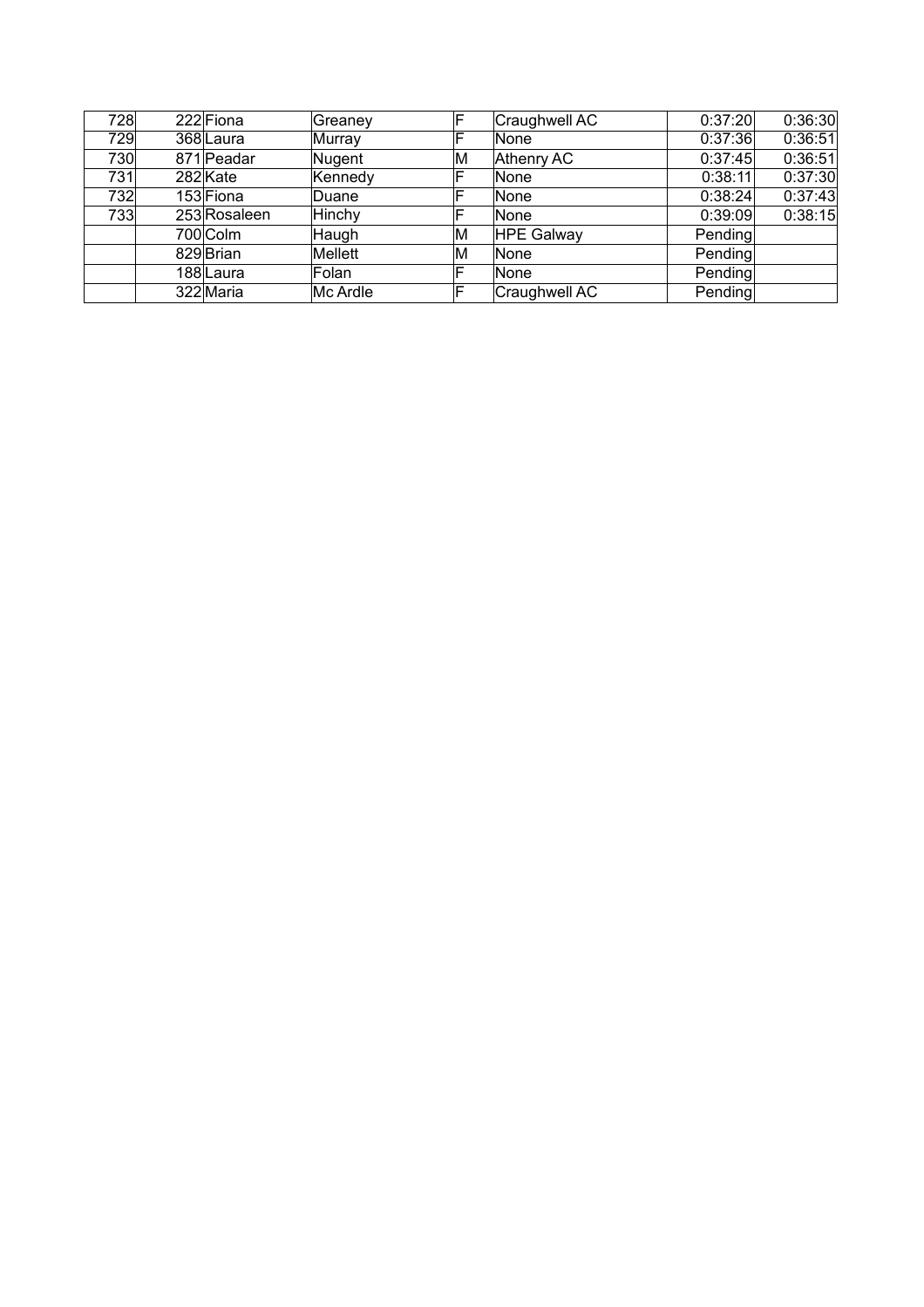| | | | | | | | |
|---|---|---|---|---|---|---|---|
| 728 | 222 | Fiona | Greaney | F | Craughwell AC | 0:37:20 | 0:36:30 |
| 729 | 368 | Laura | Murray | F | None | 0:37:36 | 0:36:51 |
| 730 | 871 | Peadar | Nugent | M | Athenry AC | 0:37:45 | 0:36:51 |
| 731 | 282 | Kate | Kennedy | F | None | 0:38:11 | 0:37:30 |
| 732 | 153 | Fiona | Duane | F | None | 0:38:24 | 0:37:43 |
| 733 | 253 | Rosaleen | Hinchy | F | None | 0:39:09 | 0:38:15 |
| | 700 | Colm | Haugh | M | HPE Galway | Pending | |
| | 829 | Brian | Mellett | M | None | Pending | |
| | 188 | Laura | Folan | F | None | Pending | |
| | 322 | Maria | Mc Ardle | F | Craughwell AC | Pending | |